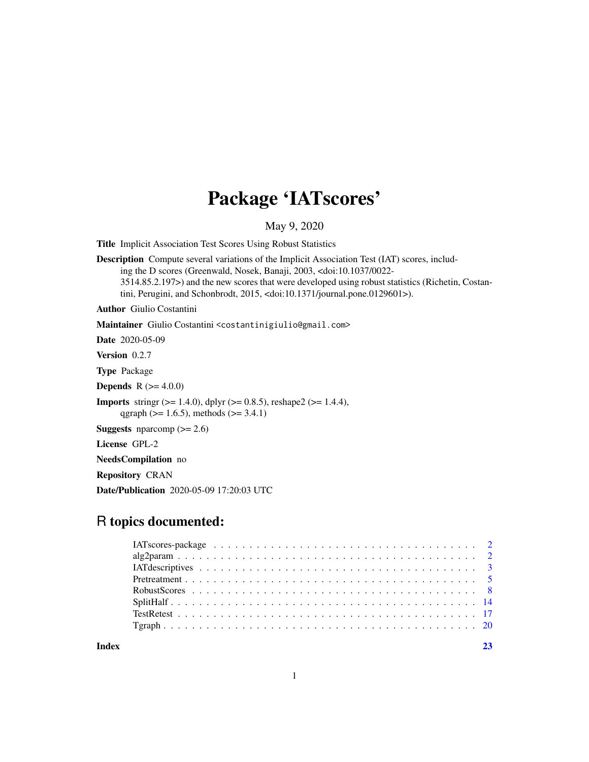# Package 'IATscores'

May 9, 2020

**Title** Implicit Association Test Scores Using Robust Statistics

**Description** Compute several variations of the Implicit Association Test (IAT) scores, including the D scores (Greenwald, Nosek, Banaji, 2003, <doi:10.1037/0022-3514.85.2.197>) and the new scores that were developed using robust statistics (Richetin, Costantini, Perugini, and Schonbrodt, 2015, <doi:10.1371/journal.pone.0129601>).

**Author** Giulio Costantini

**Maintainer** Giulio Costantini <costantinigiulio@gmail.com>

**Date** 2020-05-09

**Version** 0.2.7

**Type** Package

**Depends** R (>= 4.0.0)

**Imports** stringr (>= 1.4.0), dplyr (>= 0.8.5), reshape2 (>= 1.4.4), qgraph (>= 1.6.5), methods (>= 3.4.1)

**Suggests** nparcomp (>= 2.6)

**License** GPL-2

**NeedsCompilation** no

**Repository** CRAN

**Date/Publication** 2020-05-09 17:20:03 UTC

## R topics documented:

- IATscores-package . . . . . . . . . . . . . . . . . . . . . . . . . . . . . . . . . . . . 2
- alg2param . . . . . . . . . . . . . . . . . . . . . . . . . . . . . . . . . . . . . . . . . 2
- IATdescriptives . . . . . . . . . . . . . . . . . . . . . . . . . . . . . . . . . . . . . . 3
- Pretreatment . . . . . . . . . . . . . . . . . . . . . . . . . . . . . . . . . . . . . . . . 5
- RobustScores . . . . . . . . . . . . . . . . . . . . . . . . . . . . . . . . . . . . . . . 8
- SplitHalf . . . . . . . . . . . . . . . . . . . . . . . . . . . . . . . . . . . . . . . . . 14
- TestRetest . . . . . . . . . . . . . . . . . . . . . . . . . . . . . . . . . . . . . . . . 17
- Tgraph . . . . . . . . . . . . . . . . . . . . . . . . . . . . . . . . . . . . . . . . . . 20

**Index** 23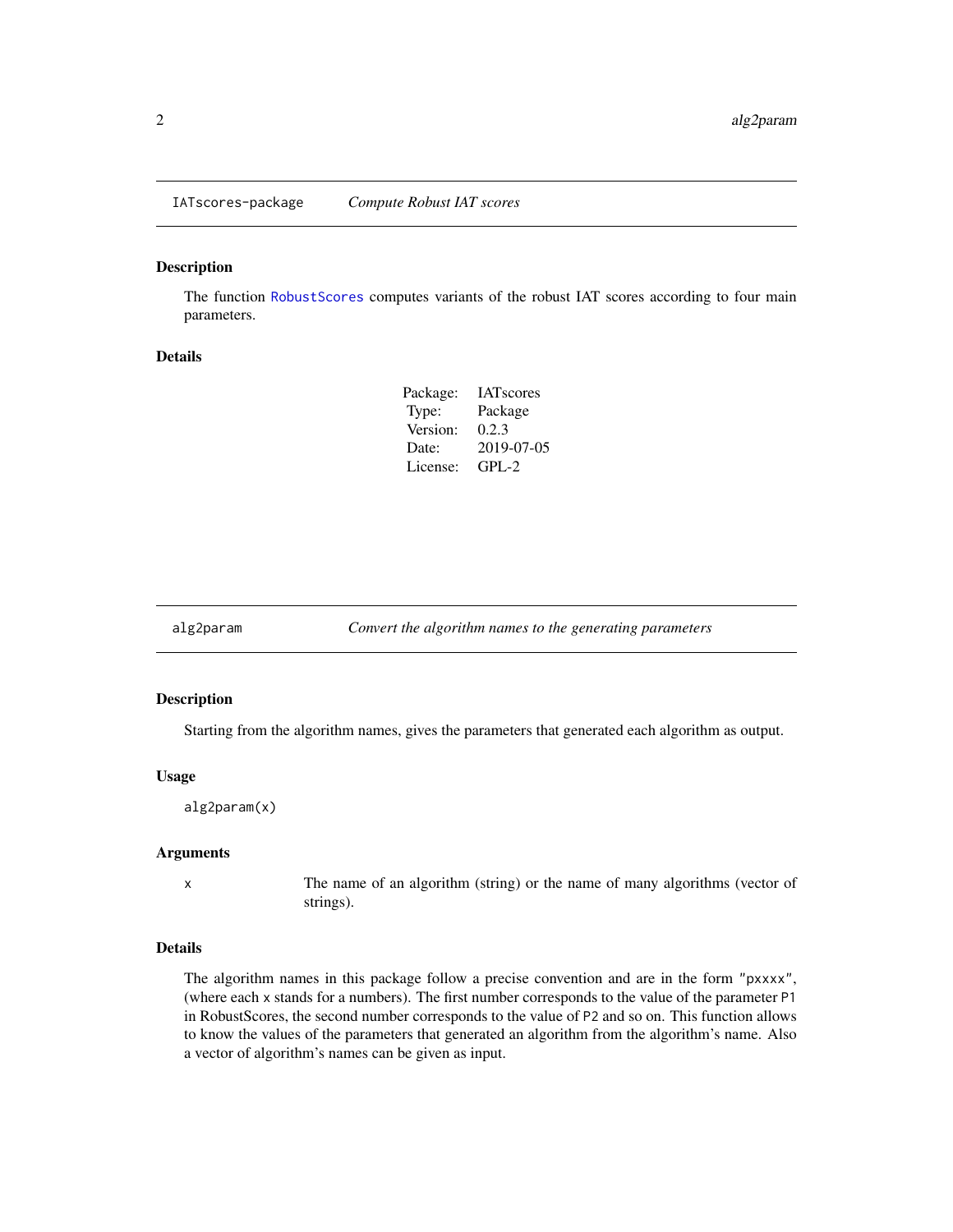## IATscores-package *Compute Robust IAT scores*

### Description

The function RobustScores computes variants of the robust IAT scores according to four main parameters.

### Details

| Package: | IATscores |
|---|---|
| Type: | Package |
| Version: | 0.2.3 |
| Date: | 2019-07-05 |
| License: | GPL-2 |

## alg2param *Convert the algorithm names to the generating parameters*

### Description

Starting from the algorithm names, gives the parameters that generated each algorithm as output.

### Usage

```
alg2param(x)
```

### Arguments

| | |
|---|---|
| x | The name of an algorithm (string) or the name of many algorithms (vector of strings). |

### Details

The algorithm names in this package follow a precise convention and are in the form "pxxxx", (where each x stands for a numbers). The first number corresponds to the value of the parameter P1 in RobustScores, the second number corresponds to the value of P2 and so on. This function allows to know the values of the parameters that generated an algorithm from the algorithm's name. Also a vector of algorithm's names can be given as input.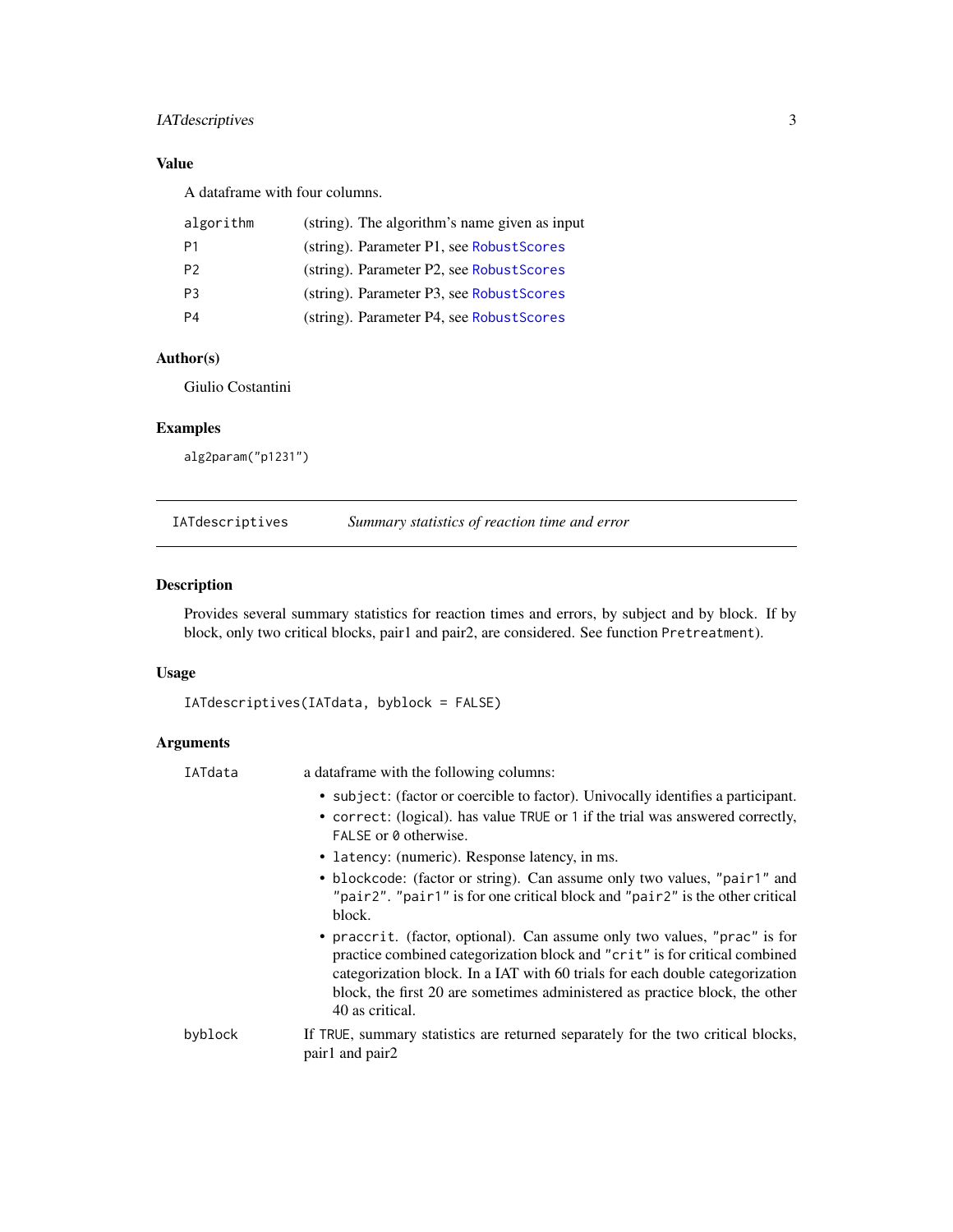### Value

A dataframe with four columns.

| | |
|---|---|
| `algorithm` | (string). The algorithm's name given as input |
| `P1` | (string). Parameter P1, see `RobustScores` |
| `P2` | (string). Parameter P2, see `RobustScores` |
| `P3` | (string). Parameter P3, see `RobustScores` |
| `P4` | (string). Parameter P4, see `RobustScores` |

### Author(s)

Giulio Costantini

### Examples

```
alg2param("p1231")
```

---

## IATdescriptives — *Summary statistics of reaction time and error*

### Description

Provides several summary statistics for reaction times and errors, by subject and by block. If by block, only two critical blocks, pair1 and pair2, are considered. See function `Pretreatment`).

### Usage

```
IATdescriptives(IATdata, byblock = FALSE)
```

### Arguments

`IATdata` a dataframe with the following columns:

- `subject`: (factor or coercible to factor). Univocally identifies a participant.
- `correct`: (logical). has value `TRUE` or `1` if the trial was answered correctly, `FALSE` or `0` otherwise.
- `latency`: (numeric). Response latency, in ms.
- `blockcode`: (factor or string). Can assume only two values, `"pair1"` and `"pair2"`. `"pair1"` is for one critical block and `"pair2"` is the other critical block.
- `praccrit`. (factor, optional). Can assume only two values, `"prac"` is for practice combined categorization block and `"crit"` is for critical combined categorization block. In a IAT with 60 trials for each double categorization block, the first 20 are sometimes administered as practice block, the other 40 as critical.

`byblock` If `TRUE`, summary statistics are returned separately for the two critical blocks, pair1 and pair2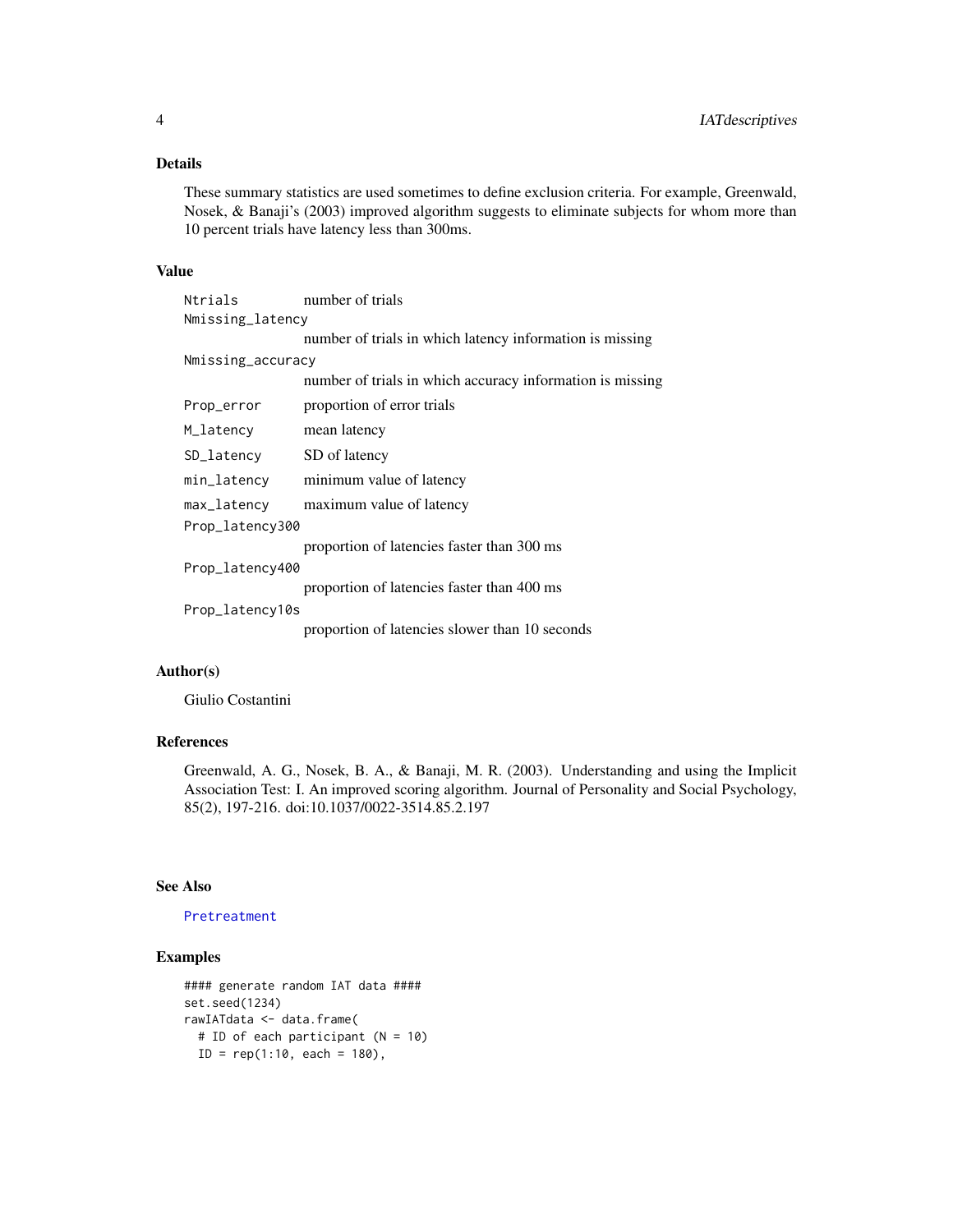### Details

These summary statistics are used sometimes to define exclusion criteria. For example, Greenwald, Nosek, & Banaji's (2003) improved algorithm suggests to eliminate subjects for whom more than 10 percent trials have latency less than 300ms.

### Value

| | |
|---|---|
| `Ntrials` | number of trials |
| `Nmissing_latency` | number of trials in which latency information is missing |
| `Nmissing_accuracy` | number of trials in which accuracy information is missing |
| `Prop_error` | proportion of error trials |
| `M_latency` | mean latency |
| `SD_latency` | SD of latency |
| `min_latency` | minimum value of latency |
| `max_latency` | maximum value of latency |
| `Prop_latency300` | proportion of latencies faster than 300 ms |
| `Prop_latency400` | proportion of latencies faster than 400 ms |
| `Prop_latency10s` | proportion of latencies slower than 10 seconds |

### Author(s)

Giulio Costantini

### References

Greenwald, A. G., Nosek, B. A., & Banaji, M. R. (2003). Understanding and using the Implicit Association Test: I. An improved scoring algorithm. Journal of Personality and Social Psychology, 85(2), 197-216. doi:10.1037/0022-3514.85.2.197

### See Also

Pretreatment

### Examples

```
#### generate random IAT data ####
set.seed(1234)
rawIATdata <- data.frame(
  # ID of each participant (N = 10)
  ID = rep(1:10, each = 180),
```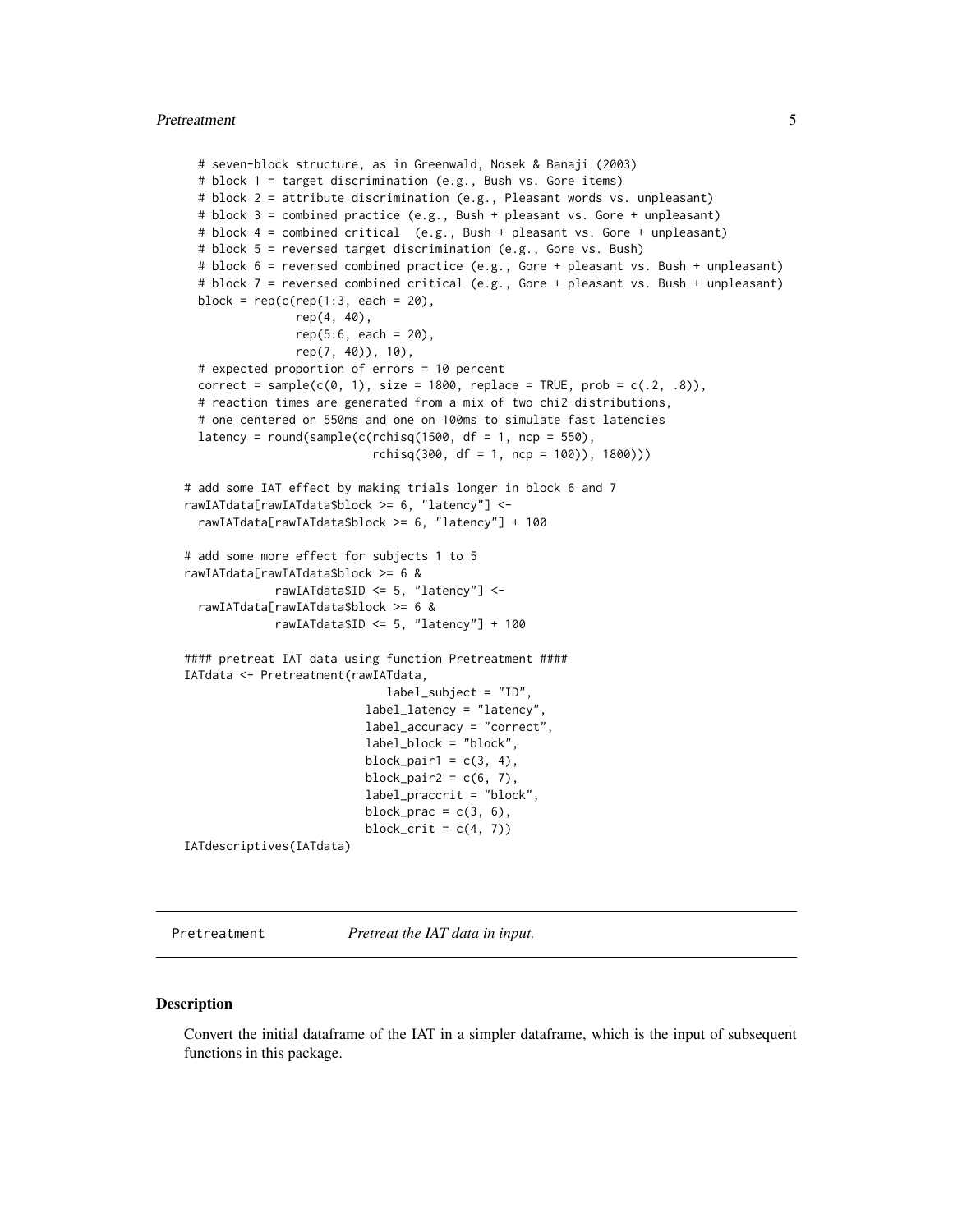```
  # seven-block structure, as in Greenwald, Nosek & Banaji (2003)
  # block 1 = target discrimination (e.g., Bush vs. Gore items)
  # block 2 = attribute discrimination (e.g., Pleasant words vs. unpleasant)
  # block 3 = combined practice (e.g., Bush + pleasant vs. Gore + unpleasant)
  # block 4 = combined critical  (e.g., Bush + pleasant vs. Gore + unpleasant)
  # block 5 = reversed target discrimination (e.g., Gore vs. Bush)
  # block 6 = reversed combined practice (e.g., Gore + pleasant vs. Bush + unpleasant)
  # block 7 = reversed combined critical (e.g., Gore + pleasant vs. Bush + unpleasant)
  block = rep(c(rep(1:3, each = 20),
              rep(4, 40),
              rep(5:6, each = 20),
              rep(7, 40)), 10),
  # expected proportion of errors = 10 percent
  correct = sample(c(0, 1), size = 1800, replace = TRUE, prob = c(.2, .8)),
  # reaction times are generated from a mix of two chi2 distributions,
  # one centered on 550ms and one on 100ms to simulate fast latencies
  latency = round(sample(c(rchisq(1500, df = 1, ncp = 550),
                          rchisq(300, df = 1, ncp = 100)), 1800)))

# add some IAT effect by making trials longer in block 6 and 7
rawIATdata[rawIATdata$block >= 6, "latency"] <-
  rawIATdata[rawIATdata$block >= 6, "latency"] + 100

# add some more effect for subjects 1 to 5
rawIATdata[rawIATdata$block >= 6 &
            rawIATdata$ID <= 5, "latency"] <-
  rawIATdata[rawIATdata$block >= 6 &
            rawIATdata$ID <= 5, "latency"] + 100

#### pretreat IAT data using function Pretreatment ####
IATdata <- Pretreatment(rawIATdata,
                          label_subject = "ID",
                        label_latency = "latency",
                        label_accuracy = "correct",
                        label_block = "block",
                        block_pair1 = c(3, 4),
                        block_pair2 = c(6, 7),
                        label_praccrit = "block",
                        block_prac = c(3, 6),
                        block_crit = c(4, 7))
IATdescriptives(IATdata)
```

---

Pretreatment        *Pretreat the IAT data in input.*

---

## Description

Convert the initial dataframe of the IAT in a simpler dataframe, which is the input of subsequent functions in this package.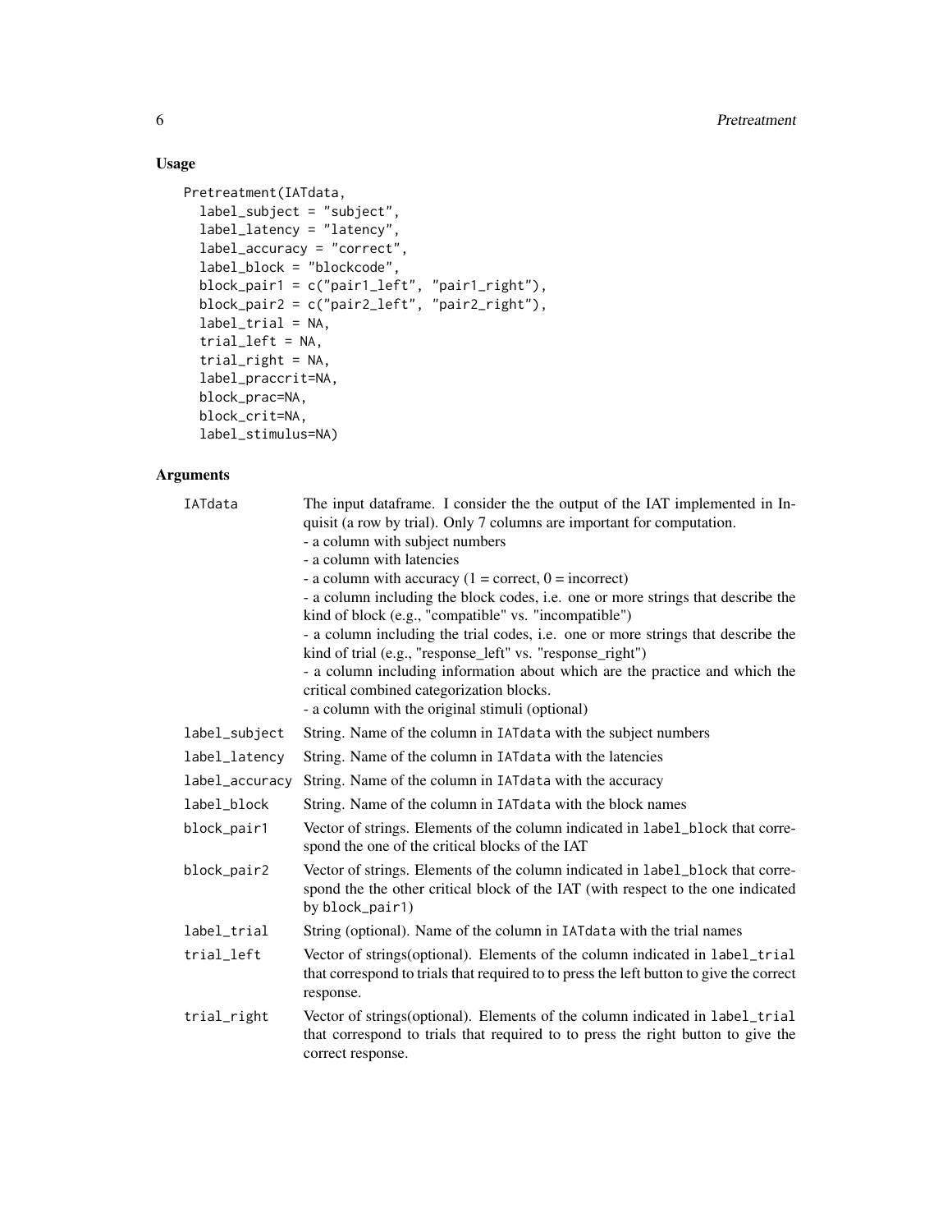## Usage

```
Pretreatment(IATdata,
  label_subject = "subject",
  label_latency = "latency",
  label_accuracy = "correct",
  label_block = "blockcode",
  block_pair1 = c("pair1_left", "pair1_right"),
  block_pair2 = c("pair2_left", "pair2_right"),
  label_trial = NA,
  trial_left = NA,
  trial_right = NA,
  label_praccrit=NA,
  block_prac=NA,
  block_crit=NA,
  label_stimulus=NA)
```

## Arguments

| | |
|---|---|
| `IATdata` | The input dataframe. I consider the the output of the IAT implemented in Inquisit (a row by trial). Only 7 columns are important for computation.<br>- a column with subject numbers<br>- a column with latencies<br>- a column with accuracy (1 = correct, 0 = incorrect)<br>- a column including the block codes, i.e. one or more strings that describe the kind of block (e.g., "compatible" vs. "incompatible")<br>- a column including the trial codes, i.e. one or more strings that describe the kind of trial (e.g., "response_left" vs. "response_right")<br>- a column including information about which are the practice and which the critical combined categorization blocks.<br>- a column with the original stimuli (optional) |
| `label_subject` | String. Name of the column in `IATdata` with the subject numbers |
| `label_latency` | String. Name of the column in `IATdata` with the latencies |
| `label_accuracy` | String. Name of the column in `IATdata` with the accuracy |
| `label_block` | String. Name of the column in `IATdata` with the block names |
| `block_pair1` | Vector of strings. Elements of the column indicated in `label_block` that correspond the one of the critical blocks of the IAT |
| `block_pair2` | Vector of strings. Elements of the column indicated in `label_block` that correspond the the other critical block of the IAT (with respect to the one indicated by `block_pair1`) |
| `label_trial` | String (optional). Name of the column in `IATdata` with the trial names |
| `trial_left` | Vector of strings(optional). Elements of the column indicated in `label_trial` that correspond to trials that required to to press the left button to give the correct response. |
| `trial_right` | Vector of strings(optional). Elements of the column indicated in `label_trial` that correspond to trials that required to to press the right button to give the correct response. |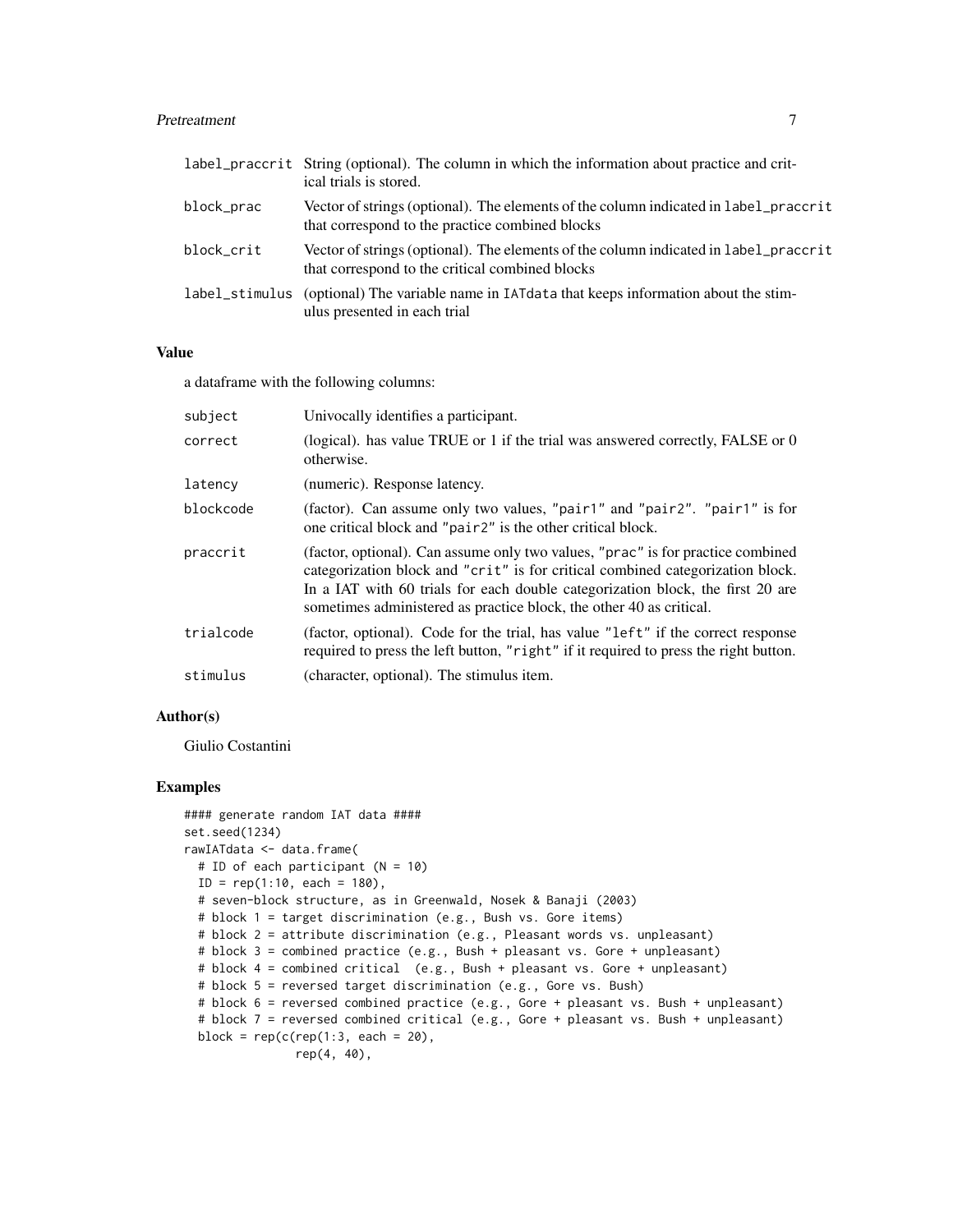| | |
|---|---|
| label_praccrit | String (optional). The column in which the information about practice and critical trials is stored. |
| block_prac | Vector of strings (optional). The elements of the column indicated in label_praccrit that correspond to the practice combined blocks |
| block_crit | Vector of strings (optional). The elements of the column indicated in label_praccrit that correspond to the critical combined blocks |
| label_stimulus | (optional) The variable name in IATdata that keeps information about the stimulus presented in each trial |

## Value

a dataframe with the following columns:

| | |
|---|---|
| subject | Univocally identifies a participant. |
| correct | (logical). has value TRUE or 1 if the trial was answered correctly, FALSE or 0 otherwise. |
| latency | (numeric). Response latency. |
| blockcode | (factor). Can assume only two values, "pair1" and "pair2". "pair1" is for one critical block and "pair2" is the other critical block. |
| praccrit | (factor, optional). Can assume only two values, "prac" is for practice combined categorization block and "crit" is for critical combined categorization block. In a IAT with 60 trials for each double categorization block, the first 20 are sometimes administered as practice block, the other 40 as critical. |
| trialcode | (factor, optional). Code for the trial, has value "left" if the correct response required to press the left button, "right" if it required to press the right button. |
| stimulus | (character, optional). The stimulus item. |

## Author(s)

Giulio Costantini

## Examples

```
#### generate random IAT data ####
set.seed(1234)
rawIATdata <- data.frame(
  # ID of each participant (N = 10)
  ID = rep(1:10, each = 180),
  # seven-block structure, as in Greenwald, Nosek & Banaji (2003)
  # block 1 = target discrimination (e.g., Bush vs. Gore items)
  # block 2 = attribute discrimination (e.g., Pleasant words vs. unpleasant)
  # block 3 = combined practice (e.g., Bush + pleasant vs. Gore + unpleasant)
  # block 4 = combined critical  (e.g., Bush + pleasant vs. Gore + unpleasant)
  # block 5 = reversed target discrimination (e.g., Gore vs. Bush)
  # block 6 = reversed combined practice (e.g., Gore + pleasant vs. Bush + unpleasant)
  # block 7 = reversed combined critical (e.g., Gore + pleasant vs. Bush + unpleasant)
  block = rep(c(rep(1:3, each = 20),
                rep(4, 40),
```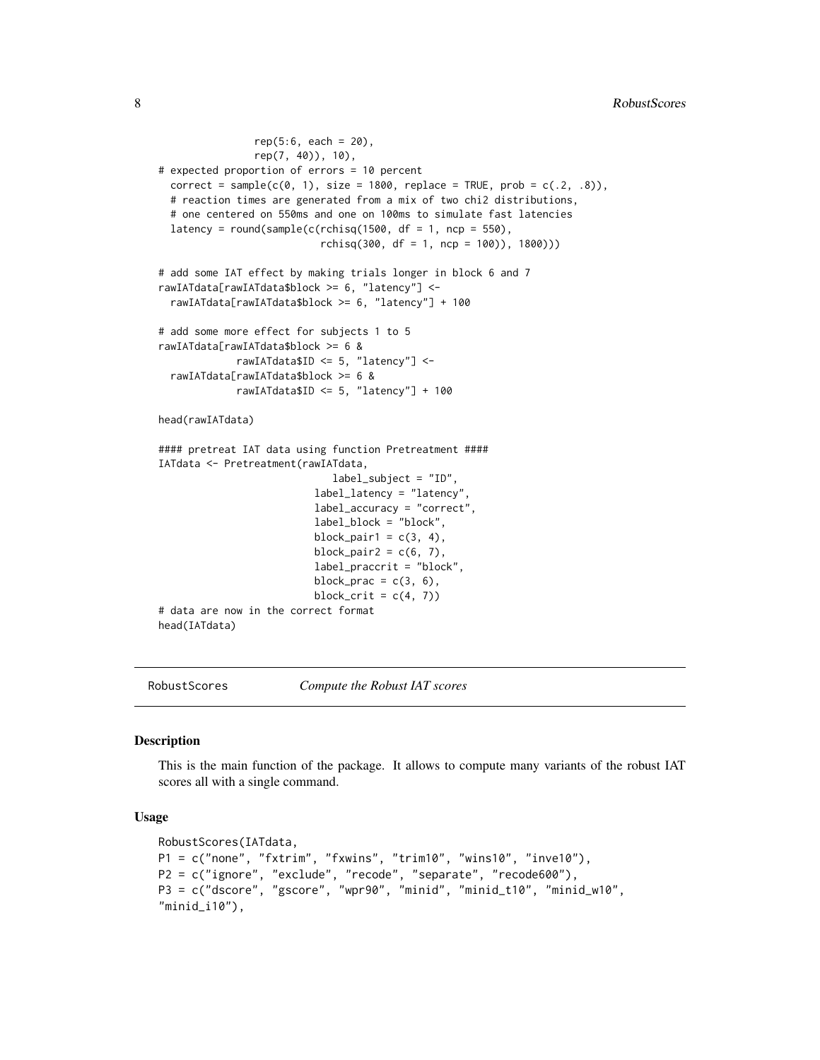```
                rep(5:6, each = 20),
                rep(7, 40)), 10),
# expected proportion of errors = 10 percent
  correct = sample(c(0, 1), size = 1800, replace = TRUE, prob = c(.2, .8)),
  # reaction times are generated from a mix of two chi2 distributions,
  # one centered on 550ms and one on 100ms to simulate fast latencies
  latency = round(sample(c(rchisq(1500, df = 1, ncp = 550),
                           rchisq(300, df = 1, ncp = 100)), 1800)))

# add some IAT effect by making trials longer in block 6 and 7
rawIATdata[rawIATdata$block >= 6, "latency"] <-
  rawIATdata[rawIATdata$block >= 6, "latency"] + 100

# add some more effect for subjects 1 to 5
rawIATdata[rawIATdata$block >= 6 &
            rawIATdata$ID <= 5, "latency"] <-
  rawIATdata[rawIATdata$block >= 6 &
            rawIATdata$ID <= 5, "latency"] + 100

head(rawIATdata)

#### pretreat IAT data using function Pretreatment ####
IATdata <- Pretreatment(rawIATdata,
                             label_subject = "ID",
                          label_latency = "latency",
                          label_accuracy = "correct",
                          label_block = "block",
                          block_pair1 = c(3, 4),
                          block_pair2 = c(6, 7),
                          label_praccrit = "block",
                          block_prac = c(3, 6),
                          block_crit = c(4, 7))
# data are now in the correct format
head(IATdata)
```

## RobustScores — *Compute the Robust IAT scores*

### Description

This is the main function of the package. It allows to compute many variants of the robust IAT scores all with a single command.

### Usage

```
RobustScores(IATdata,
P1 = c("none", "fxtrim", "fxwins", "trim10", "wins10", "inve10"),
P2 = c("ignore", "exclude", "recode", "separate", "recode600"),
P3 = c("dscore", "gscore", "wpr90", "minid", "minid_t10", "minid_w10",
"minid_i10"),
```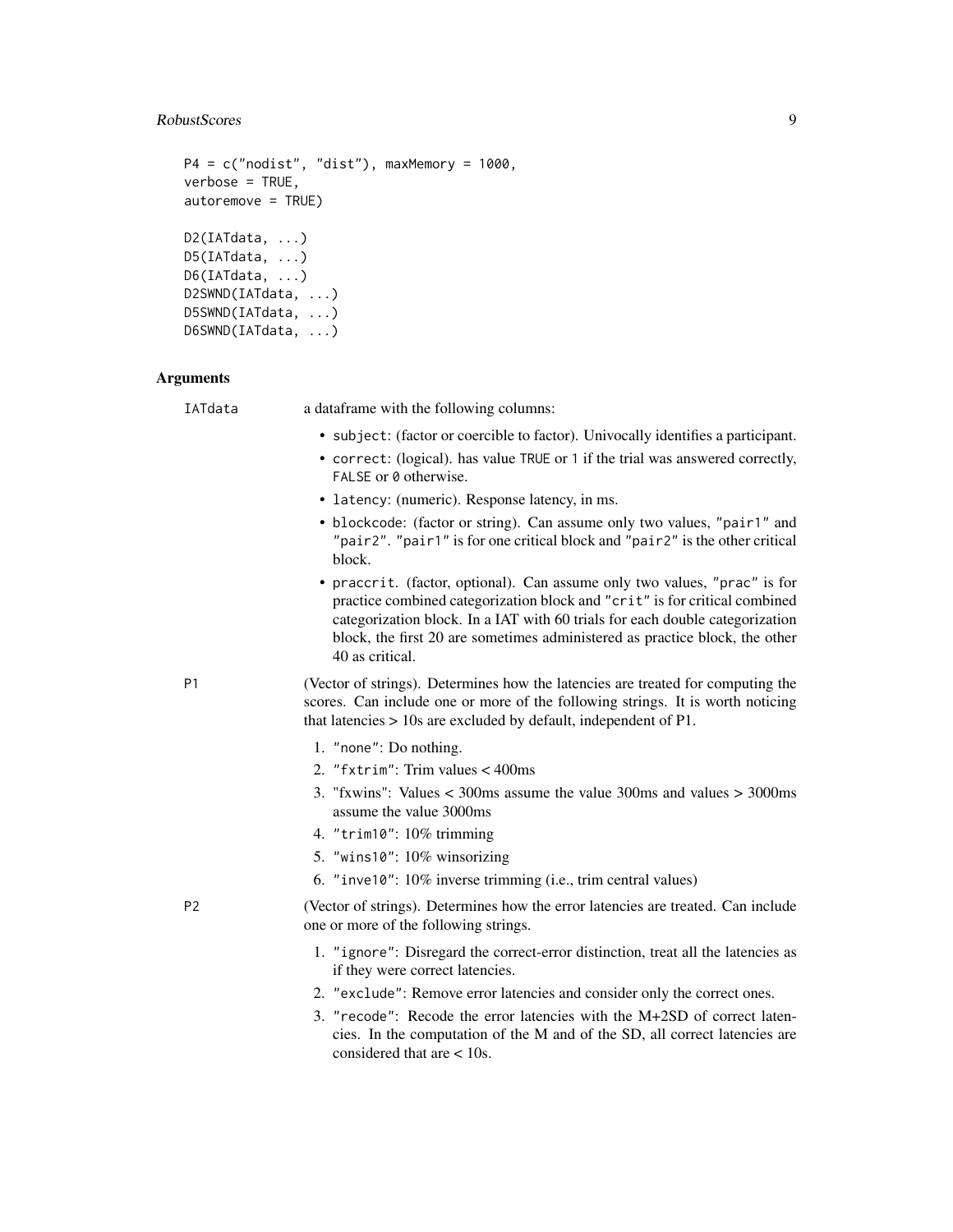```
P4 = c("nodist", "dist"), maxMemory = 1000,
verbose = TRUE,
autoremove = TRUE)

D2(IATdata, ...)
D5(IATdata, ...)
D6(IATdata, ...)
D2SWND(IATdata, ...)
D5SWND(IATdata, ...)
D6SWND(IATdata, ...)
```

## Arguments

**IATdata** a dataframe with the following columns:

- `subject`: (factor or coercible to factor). Univocally identifies a participant.
- `correct`: (logical). has value `TRUE` or `1` if the trial was answered correctly, `FALSE` or `0` otherwise.
- `latency`: (numeric). Response latency, in ms.
- `blockcode`: (factor or string). Can assume only two values, `"pair1"` and `"pair2"`. `"pair1"` is for one critical block and `"pair2"` is the other critical block.
- `praccrit`. (factor, optional). Can assume only two values, `"prac"` is for practice combined categorization block and `"crit"` is for critical combined categorization block. In a IAT with 60 trials for each double categorization block, the first 20 are sometimes administered as practice block, the other 40 as critical.

**P1** (Vector of strings). Determines how the latencies are treated for computing the scores. Can include one or more of the following strings. It is worth noticing that latencies > 10s are excluded by default, independent of P1.

1. `"none"`: Do nothing.
2. `"fxtrim"`: Trim values < 400ms
3. "fxwins": Values < 300ms assume the value 300ms and values > 3000ms assume the value 3000ms
4. `"trim10"`: 10% trimming
5. `"wins10"`: 10% winsorizing
6. `"inve10"`: 10% inverse trimming (i.e., trim central values)

**P2** (Vector of strings). Determines how the error latencies are treated. Can include one or more of the following strings.

1. `"ignore"`: Disregard the correct-error distinction, treat all the latencies as if they were correct latencies.
2. `"exclude"`: Remove error latencies and consider only the correct ones.
3. `"recode"`: Recode the error latencies with the M+2SD of correct latencies. In the computation of the M and of the SD, all correct latencies are considered that are < 10s.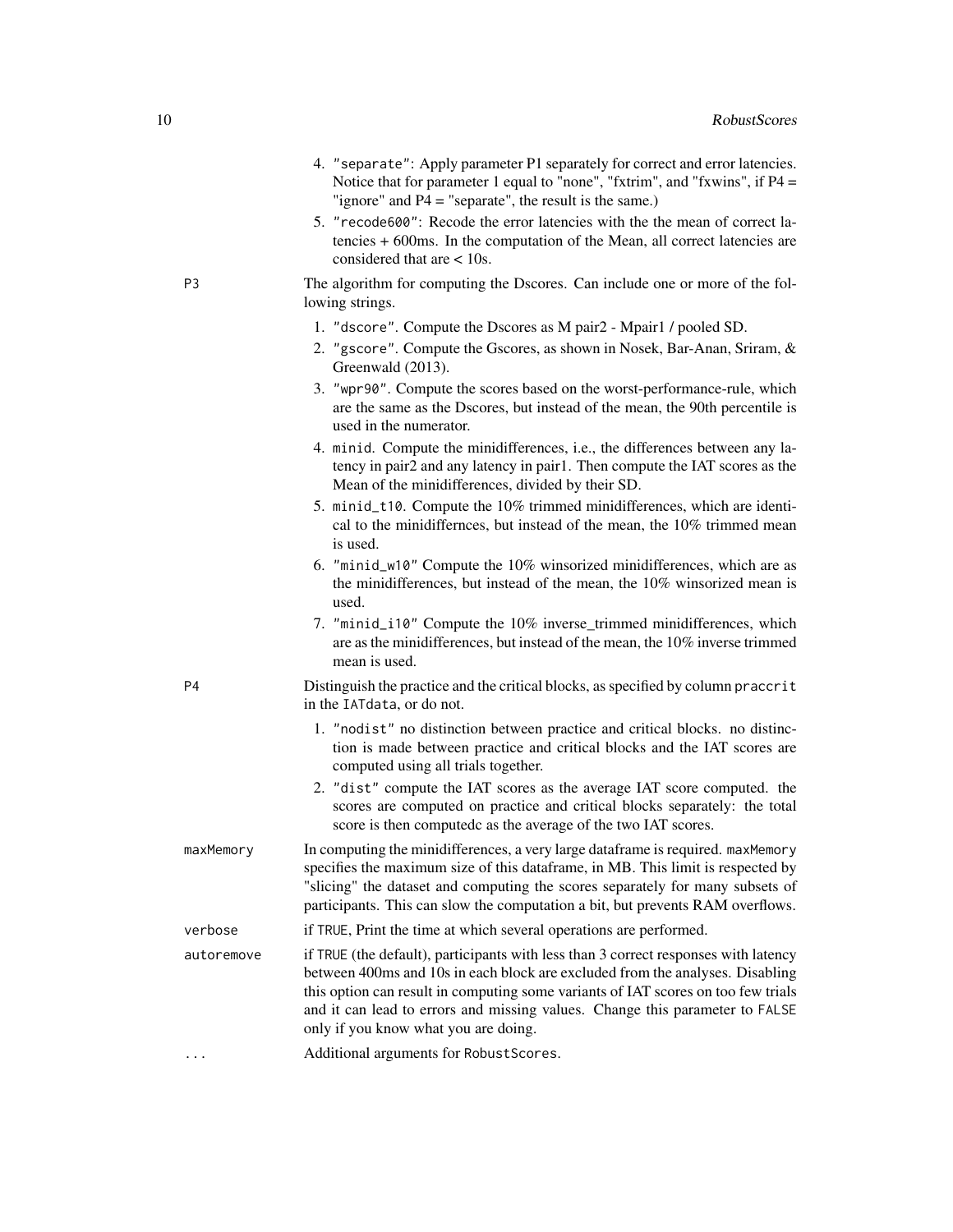4. `"separate"`: Apply parameter P1 separately for correct and error latencies. Notice that for parameter 1 equal to "none", "fxtrim", and "fxwins", if P4 = "ignore" and P4 = "separate", the result is the same.)
5. `"recode600"`: Recode the error latencies with the the mean of correct latencies + 600ms. In the computation of the Mean, all correct latencies are considered that are < 10s.

**P3** The algorithm for computing the Dscores. Can include one or more of the following strings.

1. `"dscore"`. Compute the Dscores as M pair2 - Mpair1 / pooled SD.
2. `"gscore"`. Compute the Gscores, as shown in Nosek, Bar-Anan, Sriram, & Greenwald (2013).
3. `"wpr90"`. Compute the scores based on the worst-performance-rule, which are the same as the Dscores, but instead of the mean, the 90th percentile is used in the numerator.
4. `minid`. Compute the minidifferences, i.e., the differences between any latency in pair2 and any latency in pair1. Then compute the IAT scores as the Mean of the minidifferences, divided by their SD.
5. `minid_t10`. Compute the 10% trimmed minidifferences, which are identical to the minidiffernces, but instead of the mean, the 10% trimmed mean is used.
6. `"minid_w10"` Compute the 10% winsorized minidifferences, which are as the minidifferences, but instead of the mean, the 10% winsorized mean is used.
7. `"minid_i10"` Compute the 10% inverse_trimmed minidifferences, which are as the minidifferences, but instead of the mean, the 10% inverse trimmed mean is used.

**P4** Distinguish the practice and the critical blocks, as specified by column `praccrit` in the `IATdata`, or do not.

1. `"nodist"` no distinction between practice and critical blocks. no distinction is made between practice and critical blocks and the IAT scores are computed using all trials together.
2. `"dist"` compute the IAT scores as the average IAT score computed. the scores are computed on practice and critical blocks separately: the total score is then computedc as the average of the two IAT scores.

**maxMemory** In computing the minidifferences, a very large dataframe is required. `maxMemory` specifies the maximum size of this dataframe, in MB. This limit is respected by "slicing" the dataset and computing the scores separately for many subsets of participants. This can slow the computation a bit, but prevents RAM overflows.

**verbose** if `TRUE`, Print the time at which several operations are performed.

**autoremove** if `TRUE` (the default), participants with less than 3 correct responses with latency between 400ms and 10s in each block are excluded from the analyses. Disabling this option can result in computing some variants of IAT scores on too few trials and it can lead to errors and missing values. Change this parameter to `FALSE` only if you know what you are doing.

**...** Additional arguments for `RobustScores`.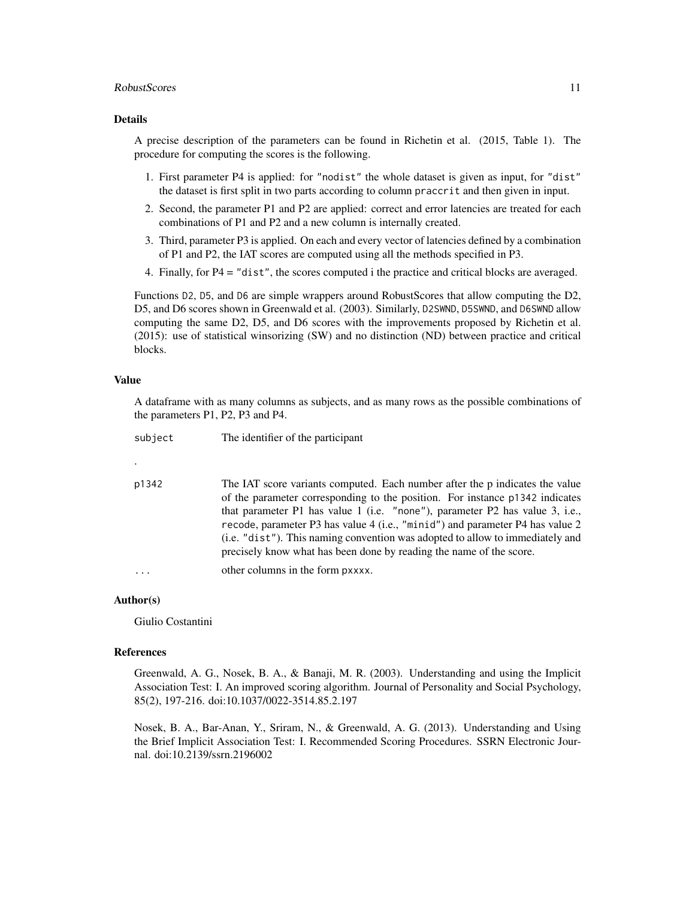## Details

A precise description of the parameters can be found in Richetin et al. (2015, Table 1). The procedure for computing the scores is the following.

1. First parameter P4 is applied: for "nodist" the whole dataset is given as input, for "dist" the dataset is first split in two parts according to column praccrit and then given in input.
2. Second, the parameter P1 and P2 are applied: correct and error latencies are treated for each combinations of P1 and P2 and a new column is internally created.
3. Third, parameter P3 is applied. On each and every vector of latencies defined by a combination of P1 and P2, the IAT scores are computed using all the methods specified in P3.
4. Finally, for P4 = "dist", the scores computed i the practice and critical blocks are averaged.

Functions D2, D5, and D6 are simple wrappers around RobustScores that allow computing the D2, D5, and D6 scores shown in Greenwald et al. (2003). Similarly, D2SWND, D5SWND, and D6SWND allow computing the same D2, D5, and D6 scores with the improvements proposed by Richetin et al. (2015): use of statistical winsorizing (SW) and no distinction (ND) between practice and critical blocks.

## Value

A dataframe with as many columns as subjects, and as many rows as the possible combinations of the parameters P1, P2, P3 and P4.

| | |
|---|---|
| subject | The identifier of the participant |
| . | |
| p1342 | The IAT score variants computed. Each number after the p indicates the value of the parameter corresponding to the position. For instance p1342 indicates that parameter P1 has value 1 (i.e. "none"), parameter P2 has value 3, i.e., recode, parameter P3 has value 4 (i.e., "minid") and parameter P4 has value 2 (i.e. "dist"). This naming convention was adopted to allow to immediately and precisely know what has been done by reading the name of the score. |
| ... | other columns in the form pxxxx. |

## Author(s)

Giulio Costantini

## References

Greenwald, A. G., Nosek, B. A., & Banaji, M. R. (2003). Understanding and using the Implicit Association Test: I. An improved scoring algorithm. Journal of Personality and Social Psychology, 85(2), 197-216. doi:10.1037/0022-3514.85.2.197

Nosek, B. A., Bar-Anan, Y., Sriram, N., & Greenwald, A. G. (2013). Understanding and Using the Brief Implicit Association Test: I. Recommended Scoring Procedures. SSRN Electronic Journal. doi:10.2139/ssrn.2196002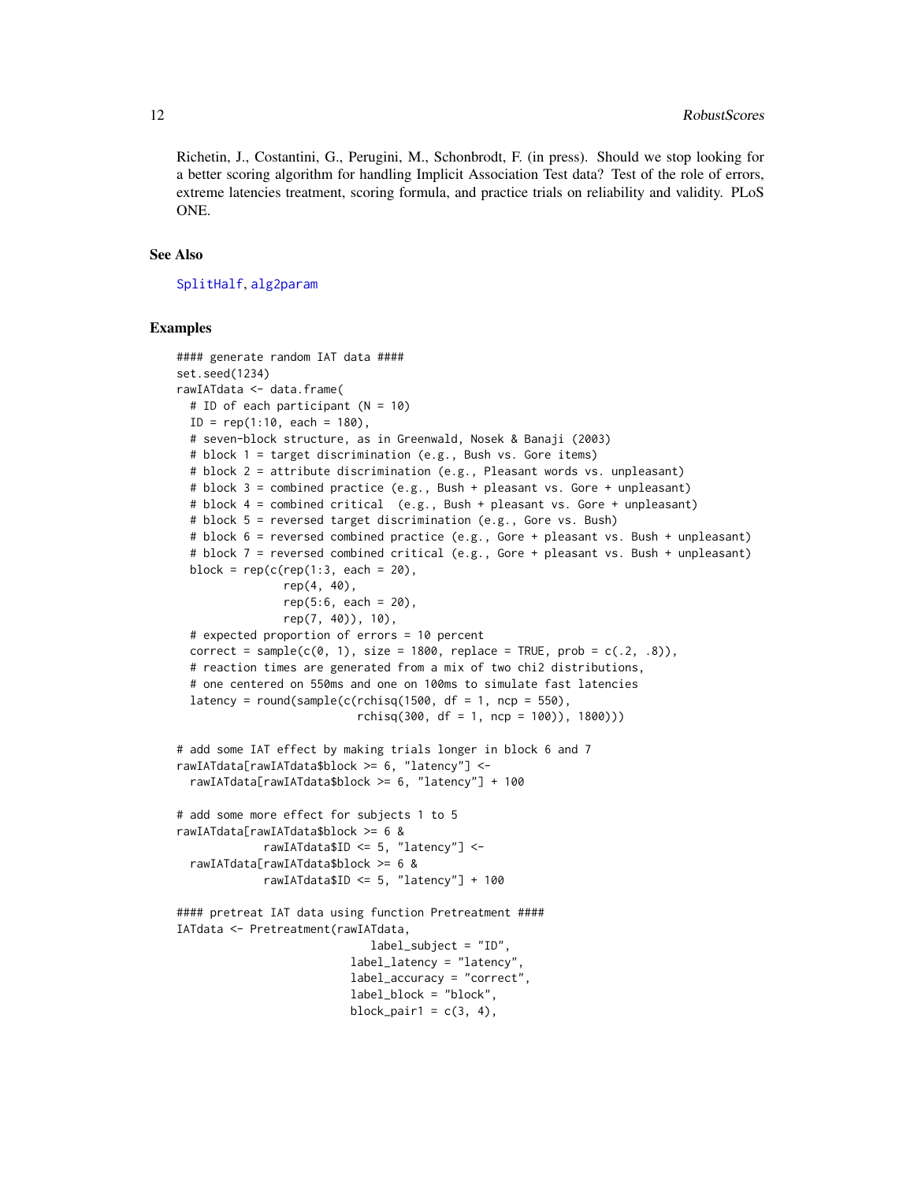Richetin, J., Costantini, G., Perugini, M., Schonbrodt, F. (in press). Should we stop looking for a better scoring algorithm for handling Implicit Association Test data? Test of the role of errors, extreme latencies treatment, scoring formula, and practice trials on reliability and validity. PLoS ONE.

### See Also

SplitHalf, alg2param

### Examples

```
#### generate random IAT data ####
set.seed(1234)
rawIATdata <- data.frame(
  # ID of each participant (N = 10)
  ID = rep(1:10, each = 180),
  # seven-block structure, as in Greenwald, Nosek & Banaji (2003)
  # block 1 = target discrimination (e.g., Bush vs. Gore items)
  # block 2 = attribute discrimination (e.g., Pleasant words vs. unpleasant)
  # block 3 = combined practice (e.g., Bush + pleasant vs. Gore + unpleasant)
  # block 4 = combined critical  (e.g., Bush + pleasant vs. Gore + unpleasant)
  # block 5 = reversed target discrimination (e.g., Gore vs. Bush)
  # block 6 = reversed combined practice (e.g., Gore + pleasant vs. Bush + unpleasant)
  # block 7 = reversed combined critical (e.g., Gore + pleasant vs. Bush + unpleasant)
  block = rep(c(rep(1:3, each = 20),
                rep(4, 40),
                rep(5:6, each = 20),
                rep(7, 40)), 10),
  # expected proportion of errors = 10 percent
  correct = sample(c(0, 1), size = 1800, replace = TRUE, prob = c(.2, .8)),
  # reaction times are generated from a mix of two chi2 distributions,
  # one centered on 550ms and one on 100ms to simulate fast latencies
  latency = round(sample(c(rchisq(1500, df = 1, ncp = 550),
                           rchisq(300, df = 1, ncp = 100)), 1800)))

# add some IAT effect by making trials longer in block 6 and 7
rawIATdata[rawIATdata$block >= 6, "latency"] <-
  rawIATdata[rawIATdata$block >= 6, "latency"] + 100

# add some more effect for subjects 1 to 5
rawIATdata[rawIATdata$block >= 6 &
             rawIATdata$ID <= 5, "latency"] <-
  rawIATdata[rawIATdata$block >= 6 &
             rawIATdata$ID <= 5, "latency"] + 100

#### pretreat IAT data using function Pretreatment ####
IATdata <- Pretreatment(rawIATdata,
                           label_subject = "ID",
                        label_latency = "latency",
                        label_accuracy = "correct",
                        label_block = "block",
                        block_pair1 = c(3, 4),
```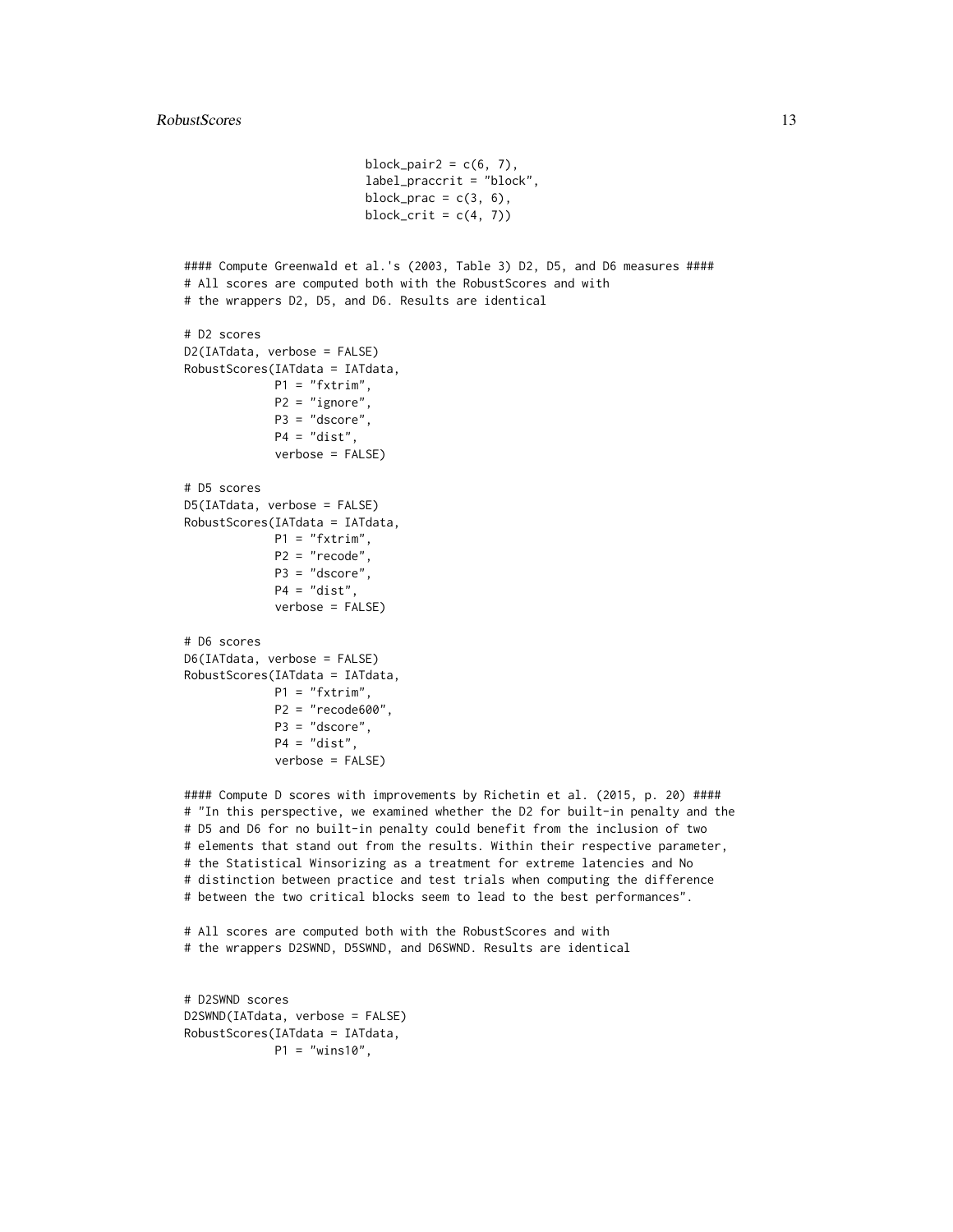```
                          block_pair2 = c(6, 7),
                          label_praccrit = "block",
                          block_prac = c(3, 6),
                          block_crit = c(4, 7))


#### Compute Greenwald et al.'s (2003, Table 3) D2, D5, and D6 measures ####
# All scores are computed both with the RobustScores and with
# the wrappers D2, D5, and D6. Results are identical

# D2 scores
D2(IATdata, verbose = FALSE)
RobustScores(IATdata = IATdata,
             P1 = "fxtrim",
             P2 = "ignore",
             P3 = "dscore",
             P4 = "dist",
             verbose = FALSE)

# D5 scores
D5(IATdata, verbose = FALSE)
RobustScores(IATdata = IATdata,
             P1 = "fxtrim",
             P2 = "recode",
             P3 = "dscore",
             P4 = "dist",
             verbose = FALSE)

# D6 scores
D6(IATdata, verbose = FALSE)
RobustScores(IATdata = IATdata,
             P1 = "fxtrim",
             P2 = "recode600",
             P3 = "dscore",
             P4 = "dist",
             verbose = FALSE)

#### Compute D scores with improvements by Richetin et al. (2015, p. 20) ####
# "In this perspective, we examined whether the D2 for built-in penalty and the
# D5 and D6 for no built-in penalty could benefit from the inclusion of two
# elements that stand out from the results. Within their respective parameter,
# the Statistical Winsorizing as a treatment for extreme latencies and No
# distinction between practice and test trials when computing the difference
# between the two critical blocks seem to lead to the best performances".

# All scores are computed both with the RobustScores and with
# the wrappers D2SWND, D5SWND, and D6SWND. Results are identical


# D2SWND scores
D2SWND(IATdata, verbose = FALSE)
RobustScores(IATdata = IATdata,
             P1 = "wins10",
```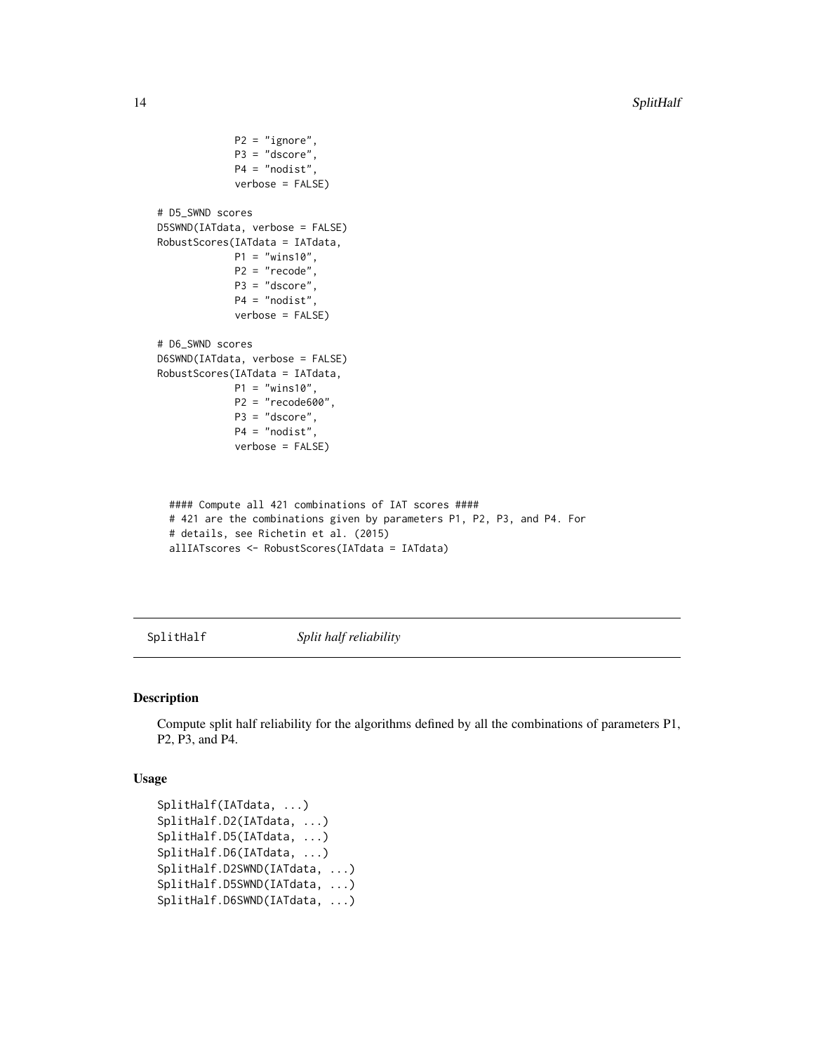```
            P2 = "ignore",
            P3 = "dscore",
            P4 = "nodist",
            verbose = FALSE)

# D5_SWND scores
D5SWND(IATdata, verbose = FALSE)
RobustScores(IATdata = IATdata,
            P1 = "wins10",
            P2 = "recode",
            P3 = "dscore",
            P4 = "nodist",
            verbose = FALSE)

# D6_SWND scores
D6SWND(IATdata, verbose = FALSE)
RobustScores(IATdata = IATdata,
            P1 = "wins10",
            P2 = "recode600",
            P3 = "dscore",
            P4 = "nodist",
            verbose = FALSE)


  #### Compute all 421 combinations of IAT scores ####
  # 421 are the combinations given by parameters P1, P2, P3, and P4. For
  # details, see Richetin et al. (2015)
  allIATscores <- RobustScores(IATdata = IATdata)
```

## SplitHalf *Split half reliability*

### Description

Compute split half reliability for the algorithms defined by all the combinations of parameters P1, P2, P3, and P4.

### Usage

```
SplitHalf(IATdata, ...)
SplitHalf.D2(IATdata, ...)
SplitHalf.D5(IATdata, ...)
SplitHalf.D6(IATdata, ...)
SplitHalf.D2SWND(IATdata, ...)
SplitHalf.D5SWND(IATdata, ...)
SplitHalf.D6SWND(IATdata, ...)
```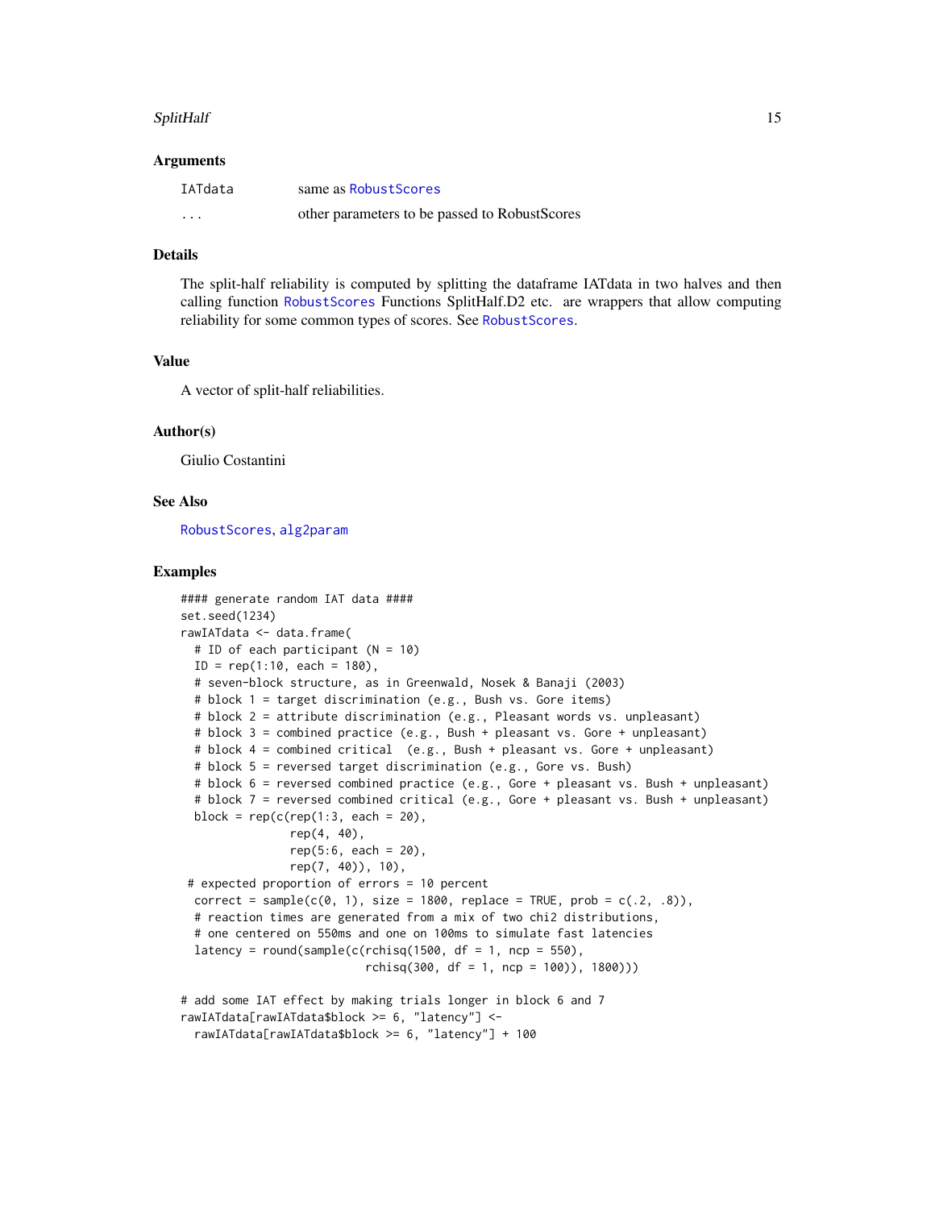## Arguments

| | |
|---|---|
| IATdata | same as RobustScores |
| ... | other parameters to be passed to RobustScores |

## Details

The split-half reliability is computed by splitting the dataframe IATdata in two halves and then calling function RobustScores Functions SplitHalf.D2 etc. are wrappers that allow computing reliability for some common types of scores. See RobustScores.

## Value

A vector of split-half reliabilities.

## Author(s)

Giulio Costantini

## See Also

RobustScores, alg2param

## Examples

```
#### generate random IAT data ####
set.seed(1234)
rawIATdata <- data.frame(
  # ID of each participant (N = 10)
  ID = rep(1:10, each = 180),
  # seven-block structure, as in Greenwald, Nosek & Banaji (2003)
  # block 1 = target discrimination (e.g., Bush vs. Gore items)
  # block 2 = attribute discrimination (e.g., Pleasant words vs. unpleasant)
  # block 3 = combined practice (e.g., Bush + pleasant vs. Gore + unpleasant)
  # block 4 = combined critical  (e.g., Bush + pleasant vs. Gore + unpleasant)
  # block 5 = reversed target discrimination (e.g., Gore vs. Bush)
  # block 6 = reversed combined practice (e.g., Gore + pleasant vs. Bush + unpleasant)
  # block 7 = reversed combined critical (e.g., Gore + pleasant vs. Bush + unpleasant)
  block = rep(c(rep(1:3, each = 20),
                rep(4, 40),
                rep(5:6, each = 20),
                rep(7, 40)), 10),
 # expected proportion of errors = 10 percent
  correct = sample(c(0, 1), size = 1800, replace = TRUE, prob = c(.2, .8)),
  # reaction times are generated from a mix of two chi2 distributions,
  # one centered on 550ms and one on 100ms to simulate fast latencies
  latency = round(sample(c(rchisq(1500, df = 1, ncp = 550),
                           rchisq(300, df = 1, ncp = 100)), 1800)))

# add some IAT effect by making trials longer in block 6 and 7
rawIATdata[rawIATdata$block >= 6, "latency"] <-
  rawIATdata[rawIATdata$block >= 6, "latency"] + 100
```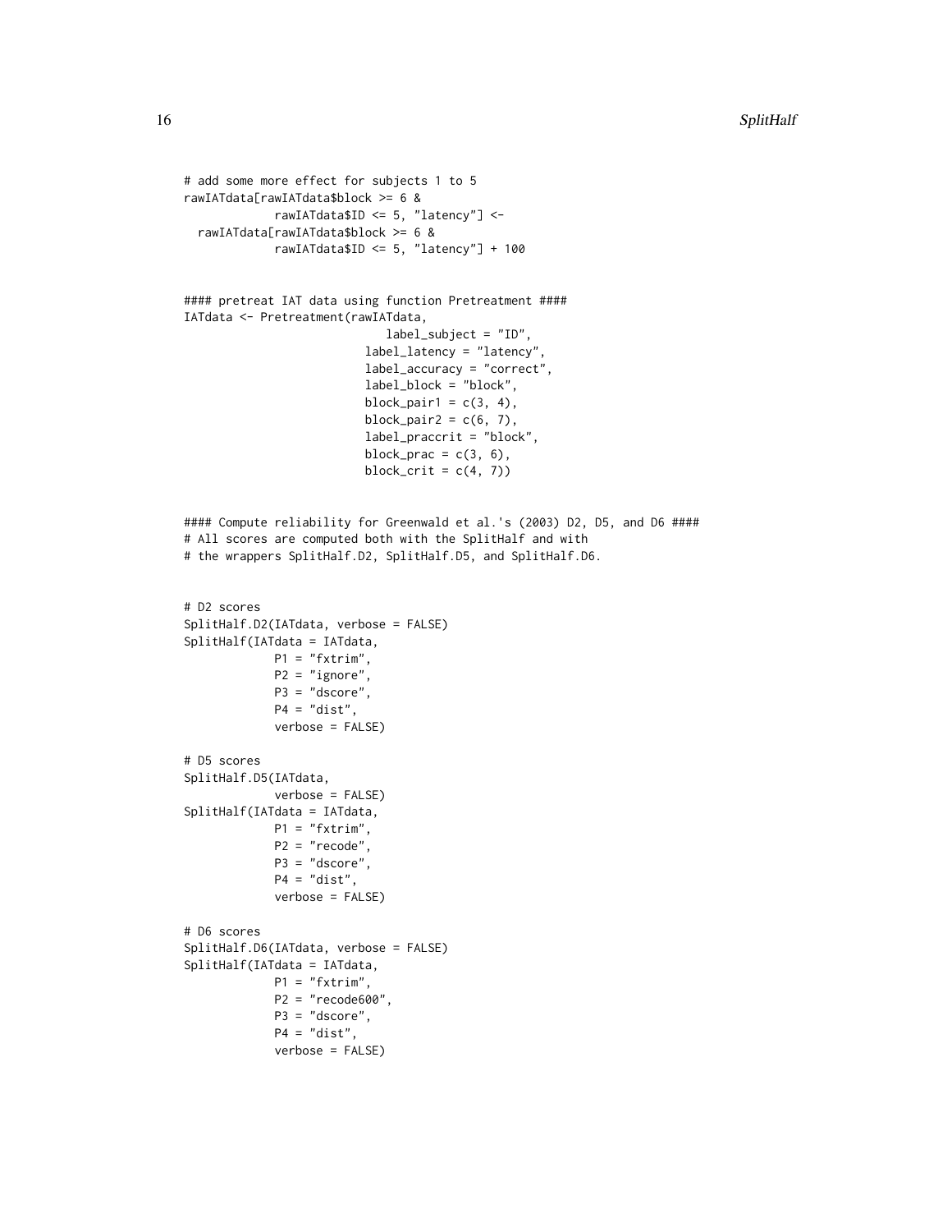```
# add some more effect for subjects 1 to 5
rawIATdata[rawIATdata$block >= 6 &
             rawIATdata$ID <= 5, "latency"] <-
  rawIATdata[rawIATdata$block >= 6 &
             rawIATdata$ID <= 5, "latency"] + 100


#### pretreat IAT data using function Pretreatment ####
IATdata <- Pretreatment(rawIATdata,
                              label_subject = "ID",
                           label_latency = "latency",
                           label_accuracy = "correct",
                           label_block = "block",
                           block_pair1 = c(3, 4),
                           block_pair2 = c(6, 7),
                           label_praccrit = "block",
                           block_prac = c(3, 6),
                           block_crit = c(4, 7))


#### Compute reliability for Greenwald et al.'s (2003) D2, D5, and D6 ####
# All scores are computed both with the SplitHalf and with
# the wrappers SplitHalf.D2, SplitHalf.D5, and SplitHalf.D6.


# D2 scores
SplitHalf.D2(IATdata, verbose = FALSE)
SplitHalf(IATdata = IATdata,
             P1 = "fxtrim",
             P2 = "ignore",
             P3 = "dscore",
             P4 = "dist",
             verbose = FALSE)

# D5 scores
SplitHalf.D5(IATdata,
             verbose = FALSE)
SplitHalf(IATdata = IATdata,
             P1 = "fxtrim",
             P2 = "recode",
             P3 = "dscore",
             P4 = "dist",
             verbose = FALSE)

# D6 scores
SplitHalf.D6(IATdata, verbose = FALSE)
SplitHalf(IATdata = IATdata,
             P1 = "fxtrim",
             P2 = "recode600",
             P3 = "dscore",
             P4 = "dist",
             verbose = FALSE)
```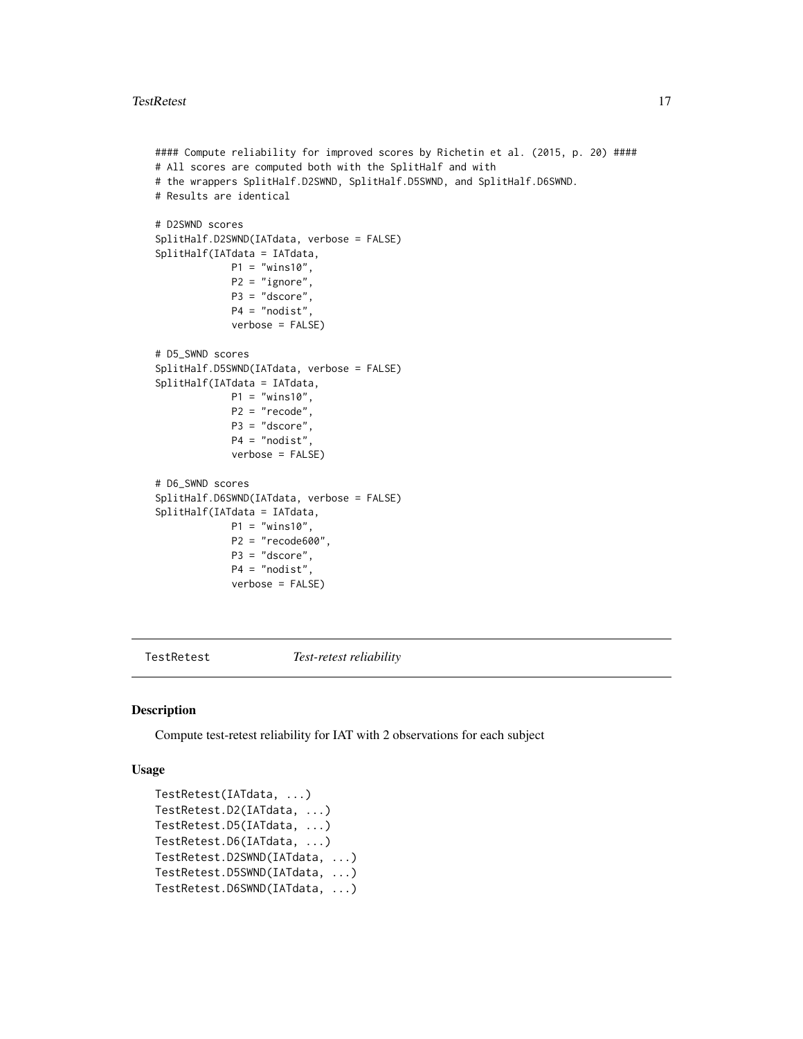```
#### Compute reliability for improved scores by Richetin et al. (2015, p. 20) ####
# All scores are computed both with the SplitHalf and with
# the wrappers SplitHalf.D2SWND, SplitHalf.D5SWND, and SplitHalf.D6SWND.
# Results are identical

# D2SWND scores
SplitHalf.D2SWND(IATdata, verbose = FALSE)
SplitHalf(IATdata = IATdata,
          P1 = "wins10",
          P2 = "ignore",
          P3 = "dscore",
          P4 = "nodist",
          verbose = FALSE)

# D5_SWND scores
SplitHalf.D5SWND(IATdata, verbose = FALSE)
SplitHalf(IATdata = IATdata,
          P1 = "wins10",
          P2 = "recode",
          P3 = "dscore",
          P4 = "nodist",
          verbose = FALSE)

# D6_SWND scores
SplitHalf.D6SWND(IATdata, verbose = FALSE)
SplitHalf(IATdata = IATdata,
          P1 = "wins10",
          P2 = "recode600",
          P3 = "dscore",
          P4 = "nodist",
          verbose = FALSE)
```

## TestRetest *Test-retest reliability*

### Description

Compute test-retest reliability for IAT with 2 observations for each subject

### Usage

```
TestRetest(IATdata, ...)
TestRetest.D2(IATdata, ...)
TestRetest.D5(IATdata, ...)
TestRetest.D6(IATdata, ...)
TestRetest.D2SWND(IATdata, ...)
TestRetest.D5SWND(IATdata, ...)
TestRetest.D6SWND(IATdata, ...)
```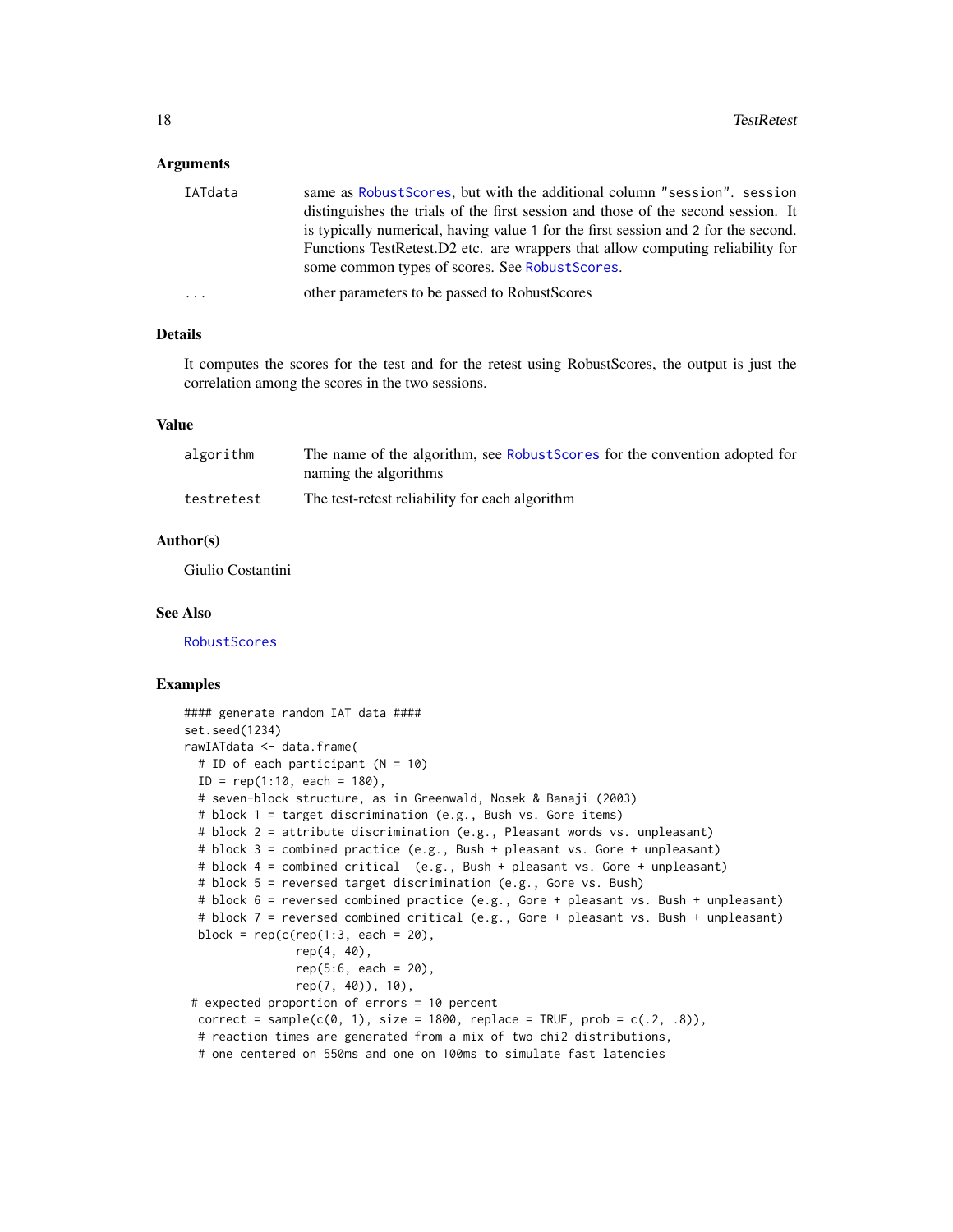### Arguments

| | |
|---|---|
| IATdata | same as RobustScores, but with the additional column "session". session distinguishes the trials of the first session and those of the second session. It is typically numerical, having value 1 for the first session and 2 for the second. Functions TestRetest.D2 etc. are wrappers that allow computing reliability for some common types of scores. See RobustScores. |
| ... | other parameters to be passed to RobustScores |

### Details

It computes the scores for the test and for the retest using RobustScores, the output is just the correlation among the scores in the two sessions.

### Value

| | |
|---|---|
| algorithm | The name of the algorithm, see RobustScores for the convention adopted for naming the algorithms |
| testretest | The test-retest reliability for each algorithm |

### Author(s)

Giulio Costantini

### See Also

RobustScores

### Examples

```
#### generate random IAT data ####
set.seed(1234)
rawIATdata <- data.frame(
  # ID of each participant (N = 10)
  ID = rep(1:10, each = 180),
  # seven-block structure, as in Greenwald, Nosek & Banaji (2003)
  # block 1 = target discrimination (e.g., Bush vs. Gore items)
  # block 2 = attribute discrimination (e.g., Pleasant words vs. unpleasant)
  # block 3 = combined practice (e.g., Bush + pleasant vs. Gore + unpleasant)
  # block 4 = combined critical  (e.g., Bush + pleasant vs. Gore + unpleasant)
  # block 5 = reversed target discrimination (e.g., Gore vs. Bush)
  # block 6 = reversed combined practice (e.g., Gore + pleasant vs. Bush + unpleasant)
  # block 7 = reversed combined critical (e.g., Gore + pleasant vs. Bush + unpleasant)
  block = rep(c(rep(1:3, each = 20),
                rep(4, 40),
                rep(5:6, each = 20),
                rep(7, 40)), 10),
 # expected proportion of errors = 10 percent
  correct = sample(c(0, 1), size = 1800, replace = TRUE, prob = c(.2, .8)),
  # reaction times are generated from a mix of two chi2 distributions,
  # one centered on 550ms and one on 100ms to simulate fast latencies
```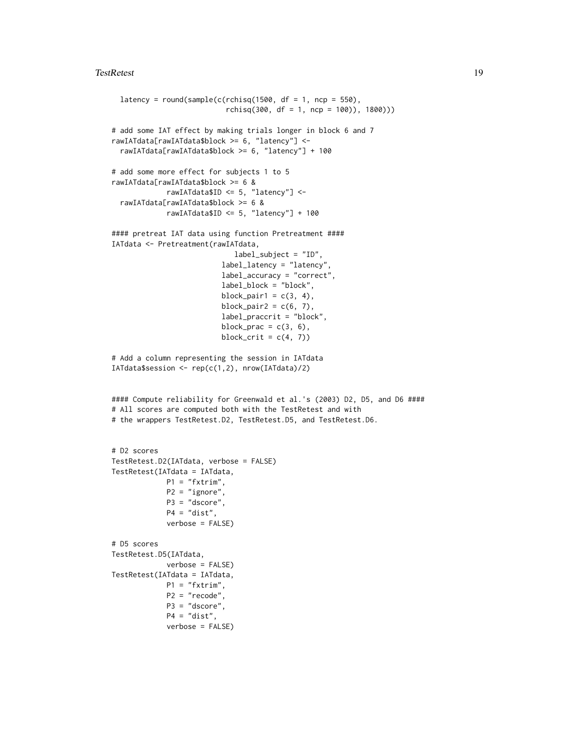```
  latency = round(sample(c(rchisq(1500, df = 1, ncp = 550),
                           rchisq(300, df = 1, ncp = 100)), 1800)))

# add some IAT effect by making trials longer in block 6 and 7
rawIATdata[rawIATdata$block >= 6, "latency"] <-
  rawIATdata[rawIATdata$block >= 6, "latency"] + 100

# add some more effect for subjects 1 to 5
rawIATdata[rawIATdata$block >= 6 &
             rawIATdata$ID <= 5, "latency"] <-
  rawIATdata[rawIATdata$block >= 6 &
             rawIATdata$ID <= 5, "latency"] + 100

#### pretreat IAT data using function Pretreatment ####
IATdata <- Pretreatment(rawIATdata,
                            label_subject = "ID",
                          label_latency = "latency",
                          label_accuracy = "correct",
                          label_block = "block",
                          block_pair1 = c(3, 4),
                          block_pair2 = c(6, 7),
                          label_praccrit = "block",
                          block_prac = c(3, 6),
                          block_crit = c(4, 7))

# Add a column representing the session in IATdata
IATdata$session <- rep(c(1,2), nrow(IATdata)/2)


#### Compute reliability for Greenwald et al.'s (2003) D2, D5, and D6 ####
# All scores are computed both with the TestRetest and with
# the wrappers TestRetest.D2, TestRetest.D5, and TestRetest.D6.


# D2 scores
TestRetest.D2(IATdata, verbose = FALSE)
TestRetest(IATdata = IATdata,
             P1 = "fxtrim",
             P2 = "ignore",
             P3 = "dscore",
             P4 = "dist",
             verbose = FALSE)

# D5 scores
TestRetest.D5(IATdata,
             verbose = FALSE)
TestRetest(IATdata = IATdata,
             P1 = "fxtrim",
             P2 = "recode",
             P3 = "dscore",
             P4 = "dist",
             verbose = FALSE)
```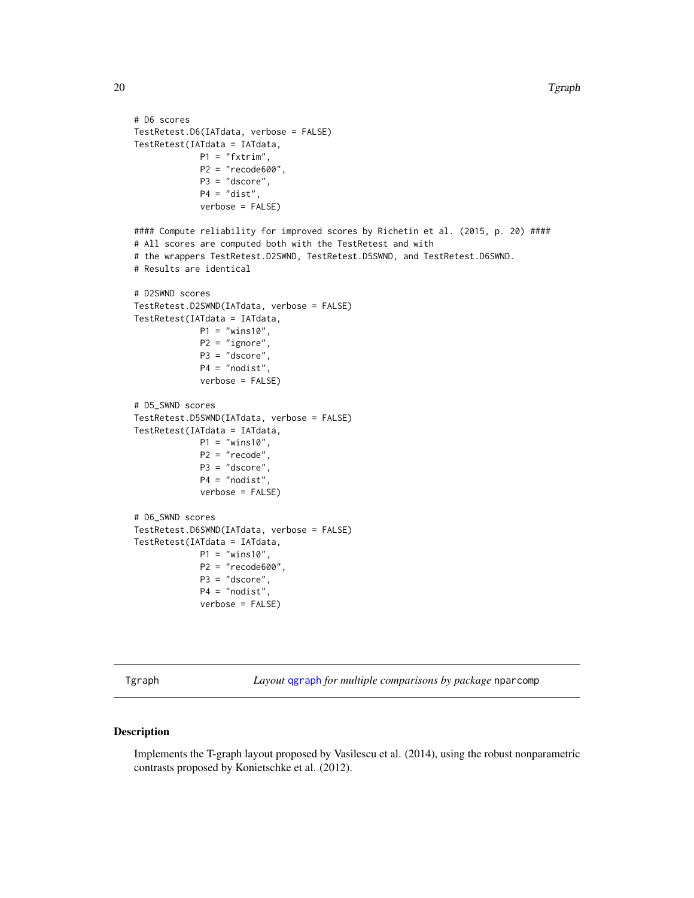```
# D6 scores
TestRetest.D6(IATdata, verbose = FALSE)
TestRetest(IATdata = IATdata,
             P1 = "fxtrim",
             P2 = "recode600",
             P3 = "dscore",
             P4 = "dist",
             verbose = FALSE)

#### Compute reliability for improved scores by Richetin et al. (2015, p. 20) ####
# All scores are computed both with the TestRetest and with
# the wrappers TestRetest.D2SWND, TestRetest.D5SWND, and TestRetest.D6SWND.
# Results are identical

# D2SWND scores
TestRetest.D2SWND(IATdata, verbose = FALSE)
TestRetest(IATdata = IATdata,
             P1 = "wins10",
             P2 = "ignore",
             P3 = "dscore",
             P4 = "nodist",
             verbose = FALSE)

# D5_SWND scores
TestRetest.D5SWND(IATdata, verbose = FALSE)
TestRetest(IATdata = IATdata,
             P1 = "wins10",
             P2 = "recode",
             P3 = "dscore",
             P4 = "nodist",
             verbose = FALSE)

# D6_SWND scores
TestRetest.D6SWND(IATdata, verbose = FALSE)
TestRetest(IATdata = IATdata,
             P1 = "wins10",
             P2 = "recode600",
             P3 = "dscore",
             P4 = "nodist",
             verbose = FALSE)
```

---

Tgraph — *Layout* qgraph *for multiple comparisons by package* nparcomp

---

## Description

Implements the T-graph layout proposed by Vasilescu et al. (2014), using the robust nonparametric contrasts proposed by Konietschke et al. (2012).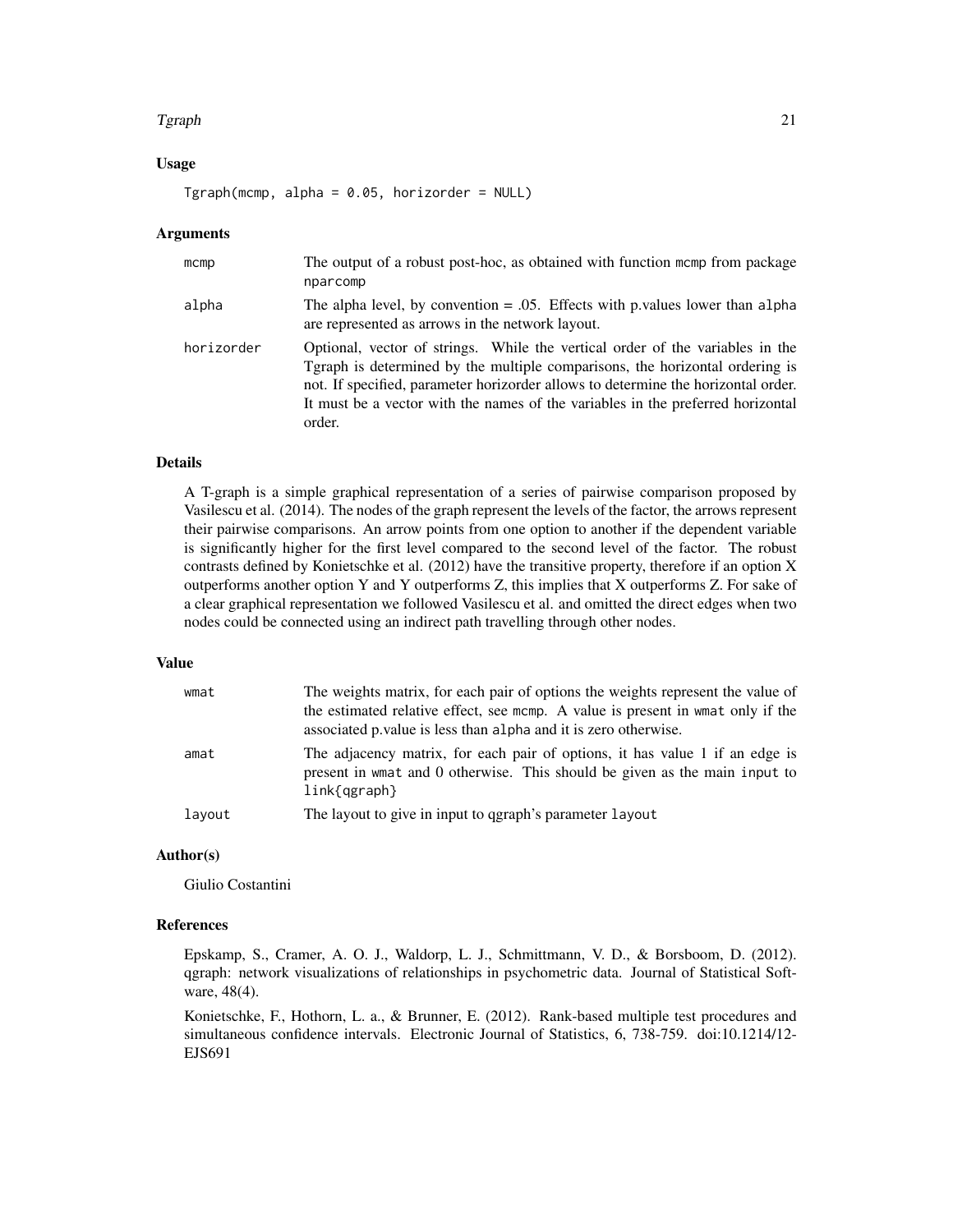### Usage

```
Tgraph(mcmp, alpha = 0.05, horizorder = NULL)
```

### Arguments

| | |
|---|---|
| mcmp | The output of a robust post-hoc, as obtained with function mcmp from package nparcomp |
| alpha | The alpha level, by convention = .05. Effects with p.values lower than alpha are represented as arrows in the network layout. |
| horizorder | Optional, vector of strings. While the vertical order of the variables in the Tgraph is determined by the multiple comparisons, the horizontal ordering is not. If specified, parameter horizorder allows to determine the horizontal order. It must be a vector with the names of the variables in the preferred horizontal order. |

### Details

A T-graph is a simple graphical representation of a series of pairwise comparison proposed by Vasilescu et al. (2014). The nodes of the graph represent the levels of the factor, the arrows represent their pairwise comparisons. An arrow points from one option to another if the dependent variable is significantly higher for the first level compared to the second level of the factor. The robust contrasts defined by Konietschke et al. (2012) have the transitive property, therefore if an option X outperforms another option Y and Y outperforms Z, this implies that X outperforms Z. For sake of a clear graphical representation we followed Vasilescu et al. and omitted the direct edges when two nodes could be connected using an indirect path travelling through other nodes.

### Value

| | |
|---|---|
| wmat | The weights matrix, for each pair of options the weights represent the value of the estimated relative effect, see mcmp. A value is present in wmat only if the associated p.value is less than alpha and it is zero otherwise. |
| amat | The adjacency matrix, for each pair of options, it has value 1 if an edge is present in wmat and 0 otherwise. This should be given as the main input to link{qgraph} |
| layout | The layout to give in input to qgraph's parameter layout |

### Author(s)

Giulio Costantini

### References

Epskamp, S., Cramer, A. O. J., Waldorp, L. J., Schmittmann, V. D., & Borsboom, D. (2012). qgraph: network visualizations of relationships in psychometric data. Journal of Statistical Software, 48(4).

Konietschke, F., Hothorn, L. a., & Brunner, E. (2012). Rank-based multiple test procedures and simultaneous confidence intervals. Electronic Journal of Statistics, 6, 738-759. doi:10.1214/12-EJS691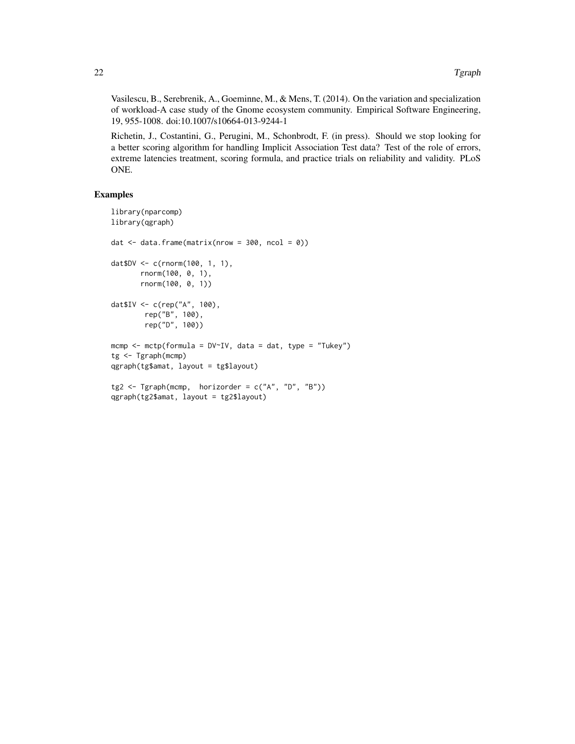Vasilescu, B., Serebrenik, A., Goeminne, M., & Mens, T. (2014). On the variation and specialization of workload-A case study of the Gnome ecosystem community. Empirical Software Engineering, 19, 955-1008. doi:10.1007/s10664-013-9244-1

Richetin, J., Costantini, G., Perugini, M., Schonbrodt, F. (in press). Should we stop looking for a better scoring algorithm for handling Implicit Association Test data? Test of the role of errors, extreme latencies treatment, scoring formula, and practice trials on reliability and validity. PLoS ONE.

## Examples

```
library(nparcomp)
library(qgraph)

dat <- data.frame(matrix(nrow = 300, ncol = 0))

dat$DV <- c(rnorm(100, 1, 1),
       rnorm(100, 0, 1),
       rnorm(100, 0, 1))

dat$IV <- c(rep("A", 100),
        rep("B", 100),
        rep("D", 100))

mcmp <- mctp(formula = DV~IV, data = dat, type = "Tukey")
tg <- Tgraph(mcmp)
qgraph(tg$amat, layout = tg$layout)

tg2 <- Tgraph(mcmp,  horizorder = c("A", "D", "B"))
qgraph(tg2$amat, layout = tg2$layout)
```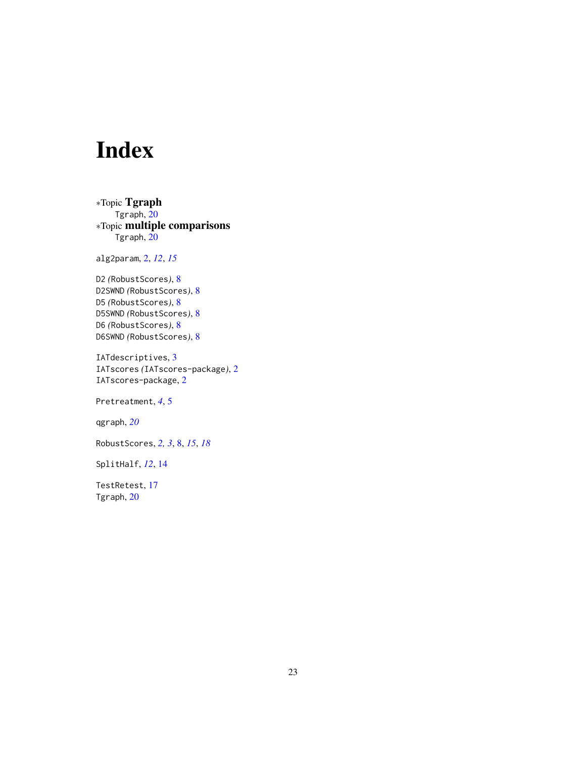# Index

∗Topic **Tgraph**

  Tgraph, 20

∗Topic **multiple comparisons**

  Tgraph, 20

alg2param, 2, *12*, *15*

D2 *(*RobustScores*)*, 8
D2SWND *(*RobustScores*)*, 8
D5 *(*RobustScores*)*, 8
D5SWND *(*RobustScores*)*, 8
D6 *(*RobustScores*)*, 8
D6SWND *(*RobustScores*)*, 8

IATdescriptives, 3
IATscores *(*IATscores-package*)*, 2
IATscores-package, 2

Pretreatment, *4*, 5

qgraph, *20*

RobustScores, *2, 3*, 8, *15*, *18*

SplitHalf, *12*, 14

TestRetest, 17
Tgraph, 20